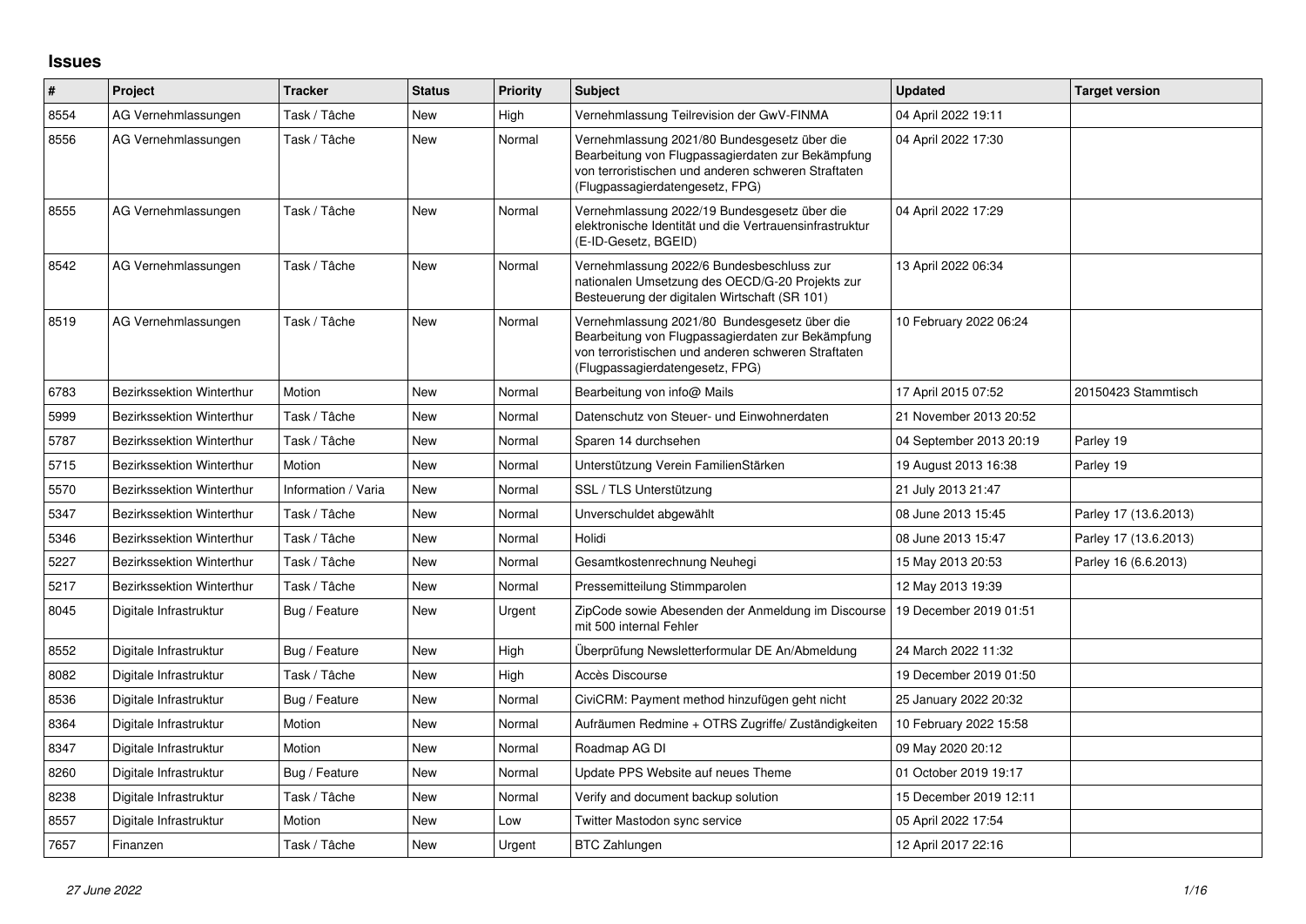## Issues

| # | Project | Tracker | Status | Priority | Subject | Updated | Target version |
|---|---|---|---|---|---|---|---|
| 8554 | AG Vernehmlassungen | Task / Tâche | New | High | Vernehmlassung Teilrevision der GwV-FINMA | 04 April 2022 19:11 | |
| 8556 | AG Vernehmlassungen | Task / Tâche | New | Normal | Vernehmlassung 2021/80 Bundesgesetz über die Bearbeitung von Flugpassagierdaten zur Bekämpfung von terroristischen und anderen schweren Straftaten (Flugpassagierdatengesetz, FPG) | 04 April 2022 17:30 | |
| 8555 | AG Vernehmlassungen | Task / Tâche | New | Normal | Vernehmlassung 2022/19 Bundesgesetz über die elektronische Identität und die Vertrauensinfrastruktur (E-ID-Gesetz, BGEID) | 04 April 2022 17:29 | |
| 8542 | AG Vernehmlassungen | Task / Tâche | New | Normal | Vernehmlassung 2022/6 Bundesbeschluss zur nationalen Umsetzung des OECD/G-20 Projekts zur Besteuerung der digitalen Wirtschaft (SR 101) | 13 April 2022 06:34 | |
| 8519 | AG Vernehmlassungen | Task / Tâche | New | Normal | Vernehmlassung 2021/80 Bundesgesetz über die Bearbeitung von Flugpassagierdaten zur Bekämpfung von terroristischen und anderen schweren Straftaten (Flugpassagierdatengesetz, FPG) | 10 February 2022 06:24 | |
| 6783 | Bezirkssektion Winterthur | Motion | New | Normal | Bearbeitung von info@ Mails | 17 April 2015 07:52 | 20150423 Stammtisch |
| 5999 | Bezirkssektion Winterthur | Task / Tâche | New | Normal | Datenschutz von Steuer- und Einwohnerdaten | 21 November 2013 20:52 | |
| 5787 | Bezirkssektion Winterthur | Task / Tâche | New | Normal | Sparen 14 durchsehen | 04 September 2013 20:19 | Parley 19 |
| 5715 | Bezirkssektion Winterthur | Motion | New | Normal | Unterstützung Verein FamilienStärken | 19 August 2013 16:38 | Parley 19 |
| 5570 | Bezirkssektion Winterthur | Information / Varia | New | Normal | SSL / TLS Unterstützung | 21 July 2013 21:47 | |
| 5347 | Bezirkssektion Winterthur | Task / Tâche | New | Normal | Unverschuldet abgewählt | 08 June 2013 15:45 | Parley 17 (13.6.2013) |
| 5346 | Bezirkssektion Winterthur | Task / Tâche | New | Normal | Holidi | 08 June 2013 15:47 | Parley 17 (13.6.2013) |
| 5227 | Bezirkssektion Winterthur | Task / Tâche | New | Normal | Gesamtkostenrechnung Neuhegi | 15 May 2013 20:53 | Parley 16 (6.6.2013) |
| 5217 | Bezirkssektion Winterthur | Task / Tâche | New | Normal | Pressemitteilung Stimmparolen | 12 May 2013 19:39 | |
| 8045 | Digitale Infrastruktur | Bug / Feature | New | Urgent | ZipCode sowie Abesenden der Anmeldung im Discourse mit 500 internal Fehler | 19 December 2019 01:51 | |
| 8552 | Digitale Infrastruktur | Bug / Feature | New | High | Überprüfung Newsletterformular DE An/Abmeldung | 24 March 2022 11:32 | |
| 8082 | Digitale Infrastruktur | Task / Tâche | New | High | Accès Discourse | 19 December 2019 01:50 | |
| 8536 | Digitale Infrastruktur | Bug / Feature | New | Normal | CiviCRM: Payment method hinzufügen geht nicht | 25 January 2022 20:32 | |
| 8364 | Digitale Infrastruktur | Motion | New | Normal | Aufräumen Redmine + OTRS Zugriffe/ Zuständigkeiten | 10 February 2022 15:58 | |
| 8347 | Digitale Infrastruktur | Motion | New | Normal | Roadmap AG DI | 09 May 2020 20:12 | |
| 8260 | Digitale Infrastruktur | Bug / Feature | New | Normal | Update PPS Website auf neues Theme | 01 October 2019 19:17 | |
| 8238 | Digitale Infrastruktur | Task / Tâche | New | Normal | Verify and document backup solution | 15 December 2019 12:11 | |
| 8557 | Digitale Infrastruktur | Motion | New | Low | Twitter Mastodon sync service | 05 April 2022 17:54 | |
| 7657 | Finanzen | Task / Tâche | New | Urgent | BTC Zahlungen | 12 April 2017 22:16 | |

*27 June 2022*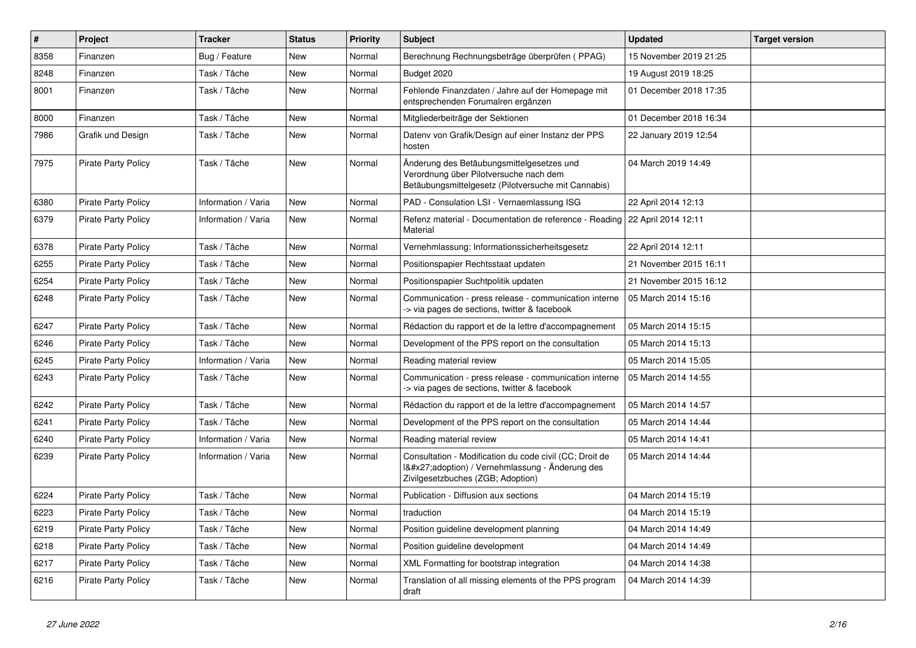| # | Project | Tracker | Status | Priority | Subject | Updated | Target version |
|---|---|---|---|---|---|---|---|
| 8358 | Finanzen | Bug / Feature | New | Normal | Berechnung Rechnungsbeträge überprüfen ( PPAG) | 15 November 2019 21:25 | |
| 8248 | Finanzen | Task / Tâche | New | Normal | Budget 2020 | 19 August 2019 18:25 | |
| 8001 | Finanzen | Task / Tâche | New | Normal | Fehlende Finanzdaten / Jahre auf der Homepage mit entsprechenden Forumalren ergänzen | 01 December 2018 17:35 | |
| 8000 | Finanzen | Task / Tâche | New | Normal | Mitgliederbeiträge der Sektionen | 01 December 2018 16:34 | |
| 7986 | Grafik und Design | Task / Tâche | New | Normal | Datenv von Grafik/Design auf einer Instanz der PPS hosten | 22 January 2019 12:54 | |
| 7975 | Pirate Party Policy | Task / Tâche | New | Normal | Änderung des Betäubungsmittelgesetzes und Verordnung über Pilotversuche nach dem Betäubungsmittelgesetz (Pilotversuche mit Cannabis) | 04 March 2019 14:49 | |
| 6380 | Pirate Party Policy | Information / Varia | New | Normal | PAD - Consulation LSI - Vernaemlassung ISG | 22 April 2014 12:13 | |
| 6379 | Pirate Party Policy | Information / Varia | New | Normal | Refenz material - Documentation de reference - Reading Material | 22 April 2014 12:11 | |
| 6378 | Pirate Party Policy | Task / Tâche | New | Normal | Vernehmlassung: Informationssicherheitsgesetz | 22 April 2014 12:11 | |
| 6255 | Pirate Party Policy | Task / Tâche | New | Normal | Positionspapier Rechtsstaat updaten | 21 November 2015 16:11 | |
| 6254 | Pirate Party Policy | Task / Tâche | New | Normal | Positionspapier Suchtpolitik updaten | 21 November 2015 16:12 | |
| 6248 | Pirate Party Policy | Task / Tâche | New | Normal | Communication - press release - communication interne -> via pages de sections, twitter & facebook | 05 March 2014 15:16 | |
| 6247 | Pirate Party Policy | Task / Tâche | New | Normal | Rédaction du rapport et de la lettre d'accompagnement | 05 March 2014 15:15 | |
| 6246 | Pirate Party Policy | Task / Tâche | New | Normal | Development of the PPS report on the consultation | 05 March 2014 15:13 | |
| 6245 | Pirate Party Policy | Information / Varia | New | Normal | Reading material review | 05 March 2014 15:05 | |
| 6243 | Pirate Party Policy | Task / Tâche | New | Normal | Communication - press release - communication interne -> via pages de sections, twitter & facebook | 05 March 2014 14:55 | |
| 6242 | Pirate Party Policy | Task / Tâche | New | Normal | Rédaction du rapport et de la lettre d'accompagnement | 05 March 2014 14:57 | |
| 6241 | Pirate Party Policy | Task / Tâche | New | Normal | Development of the PPS report on the consultation | 05 March 2014 14:44 | |
| 6240 | Pirate Party Policy | Information / Varia | New | Normal | Reading material review | 05 March 2014 14:41 | |
| 6239 | Pirate Party Policy | Information / Varia | New | Normal | Consultation - Modification du code civil (CC; Droit de l&#x27;adoption) / Vernehmlassung - Änderung des Zivilgesetzbuches (ZGB; Adoption) | 05 March 2014 14:44 | |
| 6224 | Pirate Party Policy | Task / Tâche | New | Normal | Publication - Diffusion aux sections | 04 March 2014 15:19 | |
| 6223 | Pirate Party Policy | Task / Tâche | New | Normal | traduction | 04 March 2014 15:19 | |
| 6219 | Pirate Party Policy | Task / Tâche | New | Normal | Position guideline development planning | 04 March 2014 14:49 | |
| 6218 | Pirate Party Policy | Task / Tâche | New | Normal | Position guideline development | 04 March 2014 14:49 | |
| 6217 | Pirate Party Policy | Task / Tâche | New | Normal | XML Formatting for bootstrap integration | 04 March 2014 14:38 | |
| 6216 | Pirate Party Policy | Task / Tâche | New | Normal | Translation of all missing elements of the PPS program draft | 04 March 2014 14:39 | |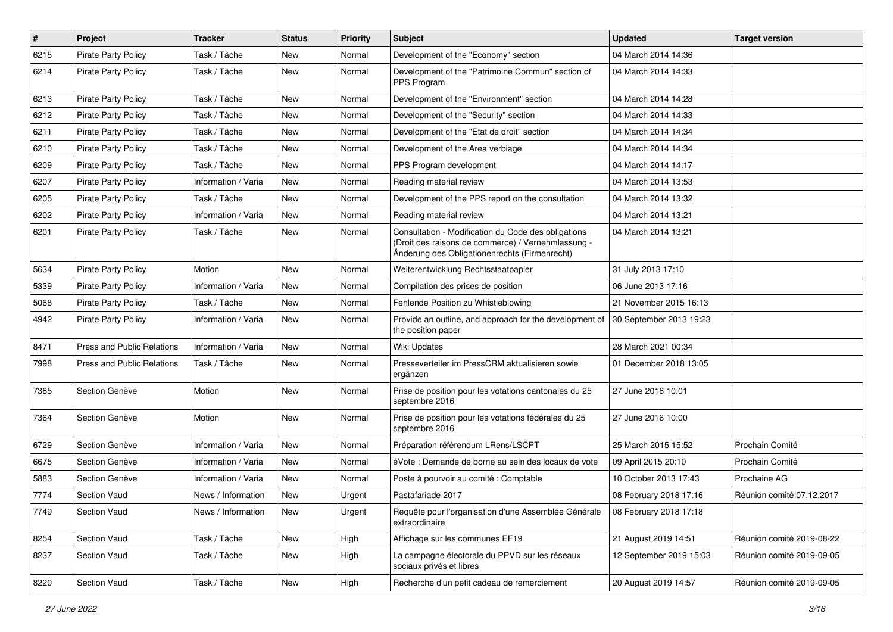| # | Project | Tracker | Status | Priority | Subject | Updated | Target version |
|---|---|---|---|---|---|---|---|
| 6215 | Pirate Party Policy | Task / Tâche | New | Normal | Development of the "Economy" section | 04 March 2014 14:36 | |
| 6214 | Pirate Party Policy | Task / Tâche | New | Normal | Development of the "Patrimoine Commun" section of PPS Program | 04 March 2014 14:33 | |
| 6213 | Pirate Party Policy | Task / Tâche | New | Normal | Development of the "Environment" section | 04 March 2014 14:28 | |
| 6212 | Pirate Party Policy | Task / Tâche | New | Normal | Development of the "Security" section | 04 March 2014 14:33 | |
| 6211 | Pirate Party Policy | Task / Tâche | New | Normal | Development of the "Etat de droit" section | 04 March 2014 14:34 | |
| 6210 | Pirate Party Policy | Task / Tâche | New | Normal | Development of the Area verbiage | 04 March 2014 14:34 | |
| 6209 | Pirate Party Policy | Task / Tâche | New | Normal | PPS Program development | 04 March 2014 14:17 | |
| 6207 | Pirate Party Policy | Information / Varia | New | Normal | Reading material review | 04 March 2014 13:53 | |
| 6205 | Pirate Party Policy | Task / Tâche | New | Normal | Development of the PPS report on the consultation | 04 March 2014 13:32 | |
| 6202 | Pirate Party Policy | Information / Varia | New | Normal | Reading material review | 04 March 2014 13:21 | |
| 6201 | Pirate Party Policy | Task / Tâche | New | Normal | Consultation - Modification du Code des obligations (Droit des raisons de commerce) / Vernehmlassung - Änderung des Obligationenrechts (Firmenrecht) | 04 March 2014 13:21 | |
| 5634 | Pirate Party Policy | Motion | New | Normal | Weiterentwicklung Rechtsstaatpapier | 31 July 2013 17:10 | |
| 5339 | Pirate Party Policy | Information / Varia | New | Normal | Compilation des prises de position | 06 June 2013 17:16 | |
| 5068 | Pirate Party Policy | Task / Tâche | New | Normal | Fehlende Position zu Whistleblowing | 21 November 2015 16:13 | |
| 4942 | Pirate Party Policy | Information / Varia | New | Normal | Provide an outline, and approach for the development of the position paper | 30 September 2013 19:23 | |
| 8471 | Press and Public Relations | Information / Varia | New | Normal | Wiki Updates | 28 March 2021 00:34 | |
| 7998 | Press and Public Relations | Task / Tâche | New | Normal | Presseverteiler im PressCRM aktualisieren sowie ergänzen | 01 December 2018 13:05 | |
| 7365 | Section Genève | Motion | New | Normal | Prise de position pour les votations cantonales du 25 septembre 2016 | 27 June 2016 10:01 | |
| 7364 | Section Genève | Motion | New | Normal | Prise de position pour les votations fédérales du 25 septembre 2016 | 27 June 2016 10:00 | |
| 6729 | Section Genève | Information / Varia | New | Normal | Préparation référendum LRens/LSCPT | 25 March 2015 15:52 | Prochain Comité |
| 6675 | Section Genève | Information / Varia | New | Normal | éVote : Demande de borne au sein des locaux de vote | 09 April 2015 20:10 | Prochain Comité |
| 5883 | Section Genève | Information / Varia | New | Normal | Poste à pourvoir au comité : Comptable | 10 October 2013 17:43 | Prochaine AG |
| 7774 | Section Vaud | News / Information | New | Urgent | Pastafariade 2017 | 08 February 2018 17:16 | Réunion comité 07.12.2017 |
| 7749 | Section Vaud | News / Information | New | Urgent | Requête pour l'organisation d'une Assemblée Générale extraordinaire | 08 February 2018 17:18 | |
| 8254 | Section Vaud | Task / Tâche | New | High | Affichage sur les communes EF19 | 21 August 2019 14:51 | Réunion comité 2019-08-22 |
| 8237 | Section Vaud | Task / Tâche | New | High | La campagne électorale du PPVD sur les réseaux sociaux privés et libres | 12 September 2019 15:03 | Réunion comité 2019-09-05 |
| 8220 | Section Vaud | Task / Tâche | New | High | Recherche d'un petit cadeau de remerciement | 20 August 2019 14:57 | Réunion comité 2019-09-05 |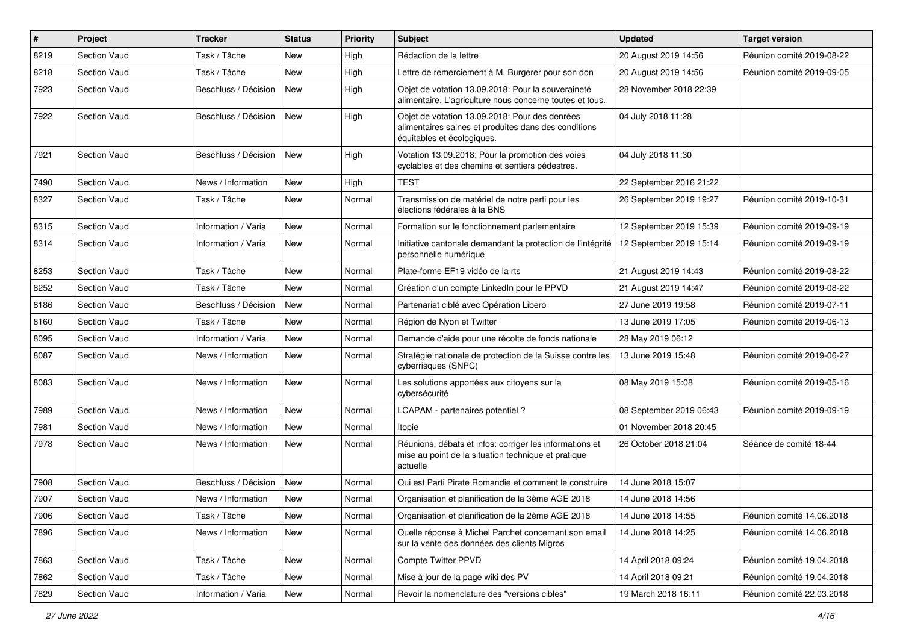| # | Project | Tracker | Status | Priority | Subject | Updated | Target version |
|---|---|---|---|---|---|---|---|
| 8219 | Section Vaud | Task / Tâche | New | High | Rédaction de la lettre | 20 August 2019 14:56 | Réunion comité 2019-08-22 |
| 8218 | Section Vaud | Task / Tâche | New | High | Lettre de remerciement à M. Burgerer pour son don | 20 August 2019 14:56 | Réunion comité 2019-09-05 |
| 7923 | Section Vaud | Beschluss / Décision | New | High | Objet de votation 13.09.2018: Pour la souveraineté alimentaire. L'agriculture nous concerne toutes et tous. | 28 November 2018 22:39 | |
| 7922 | Section Vaud | Beschluss / Décision | New | High | Objet de votation 13.09.2018: Pour des denrées alimentaires saines et produites dans des conditions équitables et écologiques. | 04 July 2018 11:28 | |
| 7921 | Section Vaud | Beschluss / Décision | New | High | Votation 13.09.2018: Pour la promotion des voies cyclables et des chemins et sentiers pédestres. | 04 July 2018 11:30 | |
| 7490 | Section Vaud | News / Information | New | High | TEST | 22 September 2016 21:22 | |
| 8327 | Section Vaud | Task / Tâche | New | Normal | Transmission de matériel de notre parti pour les élections fédérales à la BNS | 26 September 2019 19:27 | Réunion comité 2019-10-31 |
| 8315 | Section Vaud | Information / Varia | New | Normal | Formation sur le fonctionnement parlementaire | 12 September 2019 15:39 | Réunion comité 2019-09-19 |
| 8314 | Section Vaud | Information / Varia | New | Normal | Initiative cantonale demandant la protection de l'intégrité personnelle numérique | 12 September 2019 15:14 | Réunion comité 2019-09-19 |
| 8253 | Section Vaud | Task / Tâche | New | Normal | Plate-forme EF19 vidéo de la rts | 21 August 2019 14:43 | Réunion comité 2019-08-22 |
| 8252 | Section Vaud | Task / Tâche | New | Normal | Création d'un compte LinkedIn pour le PPVD | 21 August 2019 14:47 | Réunion comité 2019-08-22 |
| 8186 | Section Vaud | Beschluss / Décision | New | Normal | Partenariat ciblé avec Opération Libero | 27 June 2019 19:58 | Réunion comité 2019-07-11 |
| 8160 | Section Vaud | Task / Tâche | New | Normal | Région de Nyon et Twitter | 13 June 2019 17:05 | Réunion comité 2019-06-13 |
| 8095 | Section Vaud | Information / Varia | New | Normal | Demande d'aide pour une récolte de fonds nationale | 28 May 2019 06:12 | |
| 8087 | Section Vaud | News / Information | New | Normal | Stratégie nationale de protection de la Suisse contre les cyberrisques (SNPC) | 13 June 2019 15:48 | Réunion comité 2019-06-27 |
| 8083 | Section Vaud | News / Information | New | Normal | Les solutions apportées aux citoyens sur la cybersécurité | 08 May 2019 15:08 | Réunion comité 2019-05-16 |
| 7989 | Section Vaud | News / Information | New | Normal | LCAPAM - partenaires potentiel ? | 08 September 2019 06:43 | Réunion comité 2019-09-19 |
| 7981 | Section Vaud | News / Information | New | Normal | Itopie | 01 November 2018 20:45 | |
| 7978 | Section Vaud | News / Information | New | Normal | Réunions, débats et infos: corriger les informations et mise au point de la situation technique et pratique actuelle | 26 October 2018 21:04 | Séance de comité 18-44 |
| 7908 | Section Vaud | Beschluss / Décision | New | Normal | Qui est Parti Pirate Romandie et comment le construire | 14 June 2018 15:07 | |
| 7907 | Section Vaud | News / Information | New | Normal | Organisation et planification de la 3ème AGE 2018 | 14 June 2018 14:56 | |
| 7906 | Section Vaud | Task / Tâche | New | Normal | Organisation et planification de la 2ème AGE 2018 | 14 June 2018 14:55 | Réunion comité 14.06.2018 |
| 7896 | Section Vaud | News / Information | New | Normal | Quelle réponse à Michel Parchet concernant son email sur la vente des données des clients Migros | 14 June 2018 14:25 | Réunion comité 14.06.2018 |
| 7863 | Section Vaud | Task / Tâche | New | Normal | Compte Twitter PPVD | 14 April 2018 09:24 | Réunion comité 19.04.2018 |
| 7862 | Section Vaud | Task / Tâche | New | Normal | Mise à jour de la page wiki des PV | 14 April 2018 09:21 | Réunion comité 19.04.2018 |
| 7829 | Section Vaud | Information / Varia | New | Normal | Revoir la nomenclature des "versions cibles" | 19 March 2018 16:11 | Réunion comité 22.03.2018 |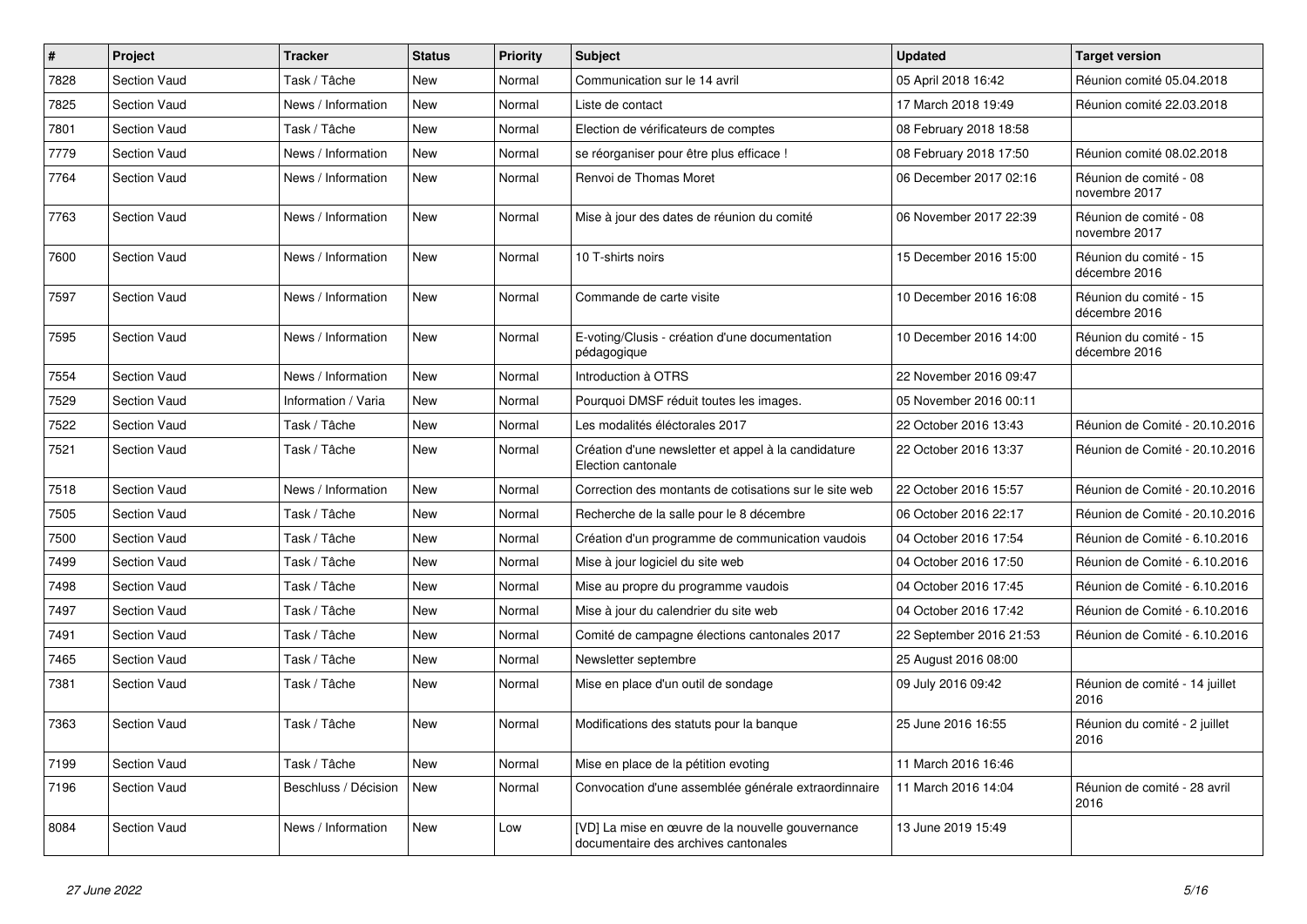| # | Project | Tracker | Status | Priority | Subject | Updated | Target version |
|---|---|---|---|---|---|---|---|
| 7828 | Section Vaud | Task / Tâche | New | Normal | Communication sur le 14 avril | 05 April 2018 16:42 | Réunion comité 05.04.2018 |
| 7825 | Section Vaud | News / Information | New | Normal | Liste de contact | 17 March 2018 19:49 | Réunion comité 22.03.2018 |
| 7801 | Section Vaud | Task / Tâche | New | Normal | Election de vérificateurs de comptes | 08 February 2018 18:58 | |
| 7779 | Section Vaud | News / Information | New | Normal | se réorganiser pour être plus efficace ! | 08 February 2018 17:50 | Réunion comité 08.02.2018 |
| 7764 | Section Vaud | News / Information | New | Normal | Renvoi de Thomas Moret | 06 December 2017 02:16 | Réunion de comité - 08 novembre 2017 |
| 7763 | Section Vaud | News / Information | New | Normal | Mise à jour des dates de réunion du comité | 06 November 2017 22:39 | Réunion de comité - 08 novembre 2017 |
| 7600 | Section Vaud | News / Information | New | Normal | 10 T-shirts noirs | 15 December 2016 15:00 | Réunion du comité - 15 décembre 2016 |
| 7597 | Section Vaud | News / Information | New | Normal | Commande de carte visite | 10 December 2016 16:08 | Réunion du comité - 15 décembre 2016 |
| 7595 | Section Vaud | News / Information | New | Normal | E-voting/Clusis - création d'une documentation pédagogique | 10 December 2016 14:00 | Réunion du comité - 15 décembre 2016 |
| 7554 | Section Vaud | News / Information | New | Normal | Introduction à OTRS | 22 November 2016 09:47 | |
| 7529 | Section Vaud | Information / Varia | New | Normal | Pourquoi DMSF réduit toutes les images. | 05 November 2016 00:11 | |
| 7522 | Section Vaud | Task / Tâche | New | Normal | Les modalités éléctorales 2017 | 22 October 2016 13:43 | Réunion de Comité - 20.10.2016 |
| 7521 | Section Vaud | Task / Tâche | New | Normal | Création d'une newsletter et appel à la candidature Election cantonale | 22 October 2016 13:37 | Réunion de Comité - 20.10.2016 |
| 7518 | Section Vaud | News / Information | New | Normal | Correction des montants de cotisations sur le site web | 22 October 2016 15:57 | Réunion de Comité - 20.10.2016 |
| 7505 | Section Vaud | Task / Tâche | New | Normal | Recherche de la salle pour le 8 décembre | 06 October 2016 22:17 | Réunion de Comité - 20.10.2016 |
| 7500 | Section Vaud | Task / Tâche | New | Normal | Création d'un programme de communication vaudois | 04 October 2016 17:54 | Réunion de Comité - 6.10.2016 |
| 7499 | Section Vaud | Task / Tâche | New | Normal | Mise à jour logiciel du site web | 04 October 2016 17:50 | Réunion de Comité - 6.10.2016 |
| 7498 | Section Vaud | Task / Tâche | New | Normal | Mise au propre du programme vaudois | 04 October 2016 17:45 | Réunion de Comité - 6.10.2016 |
| 7497 | Section Vaud | Task / Tâche | New | Normal | Mise à jour du calendrier du site web | 04 October 2016 17:42 | Réunion de Comité - 6.10.2016 |
| 7491 | Section Vaud | Task / Tâche | New | Normal | Comité de campagne élections cantonales 2017 | 22 September 2016 21:53 | Réunion de Comité - 6.10.2016 |
| 7465 | Section Vaud | Task / Tâche | New | Normal | Newsletter septembre | 25 August 2016 08:00 | |
| 7381 | Section Vaud | Task / Tâche | New | Normal | Mise en place d'un outil de sondage | 09 July 2016 09:42 | Réunion de comité - 14 juillet 2016 |
| 7363 | Section Vaud | Task / Tâche | New | Normal | Modifications des statuts pour la banque | 25 June 2016 16:55 | Réunion du comité - 2 juillet 2016 |
| 7199 | Section Vaud | Task / Tâche | New | Normal | Mise en place de la pétition evoting | 11 March 2016 16:46 | |
| 7196 | Section Vaud | Beschluss / Décision | New | Normal | Convocation d'une assemblée générale extraordinaire | 11 March 2016 14:04 | Réunion de comité - 28 avril 2016 |
| 8084 | Section Vaud | News / Information | New | Low | [VD] La mise en œuvre de la nouvelle gouvernance documentaire des archives cantonales | 13 June 2019 15:49 | |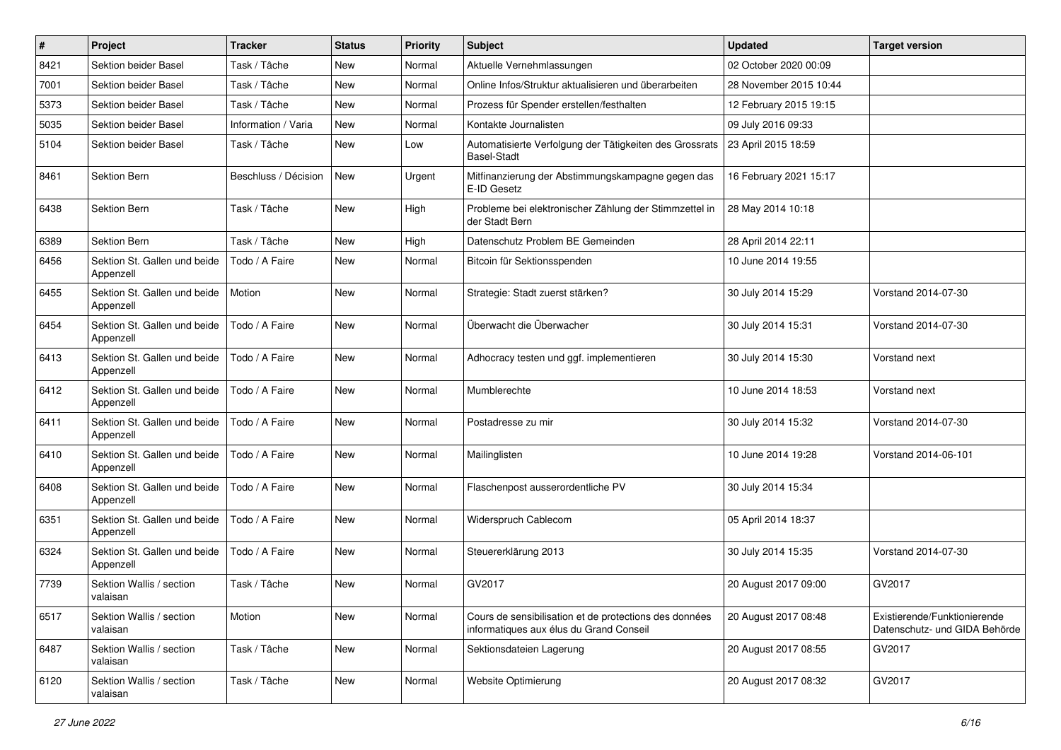| # | Project | Tracker | Status | Priority | Subject | Updated | Target version |
|---|---|---|---|---|---|---|---|
| 8421 | Sektion beider Basel | Task / Tâche | New | Normal | Aktuelle Vernehmlassungen | 02 October 2020 00:09 | |
| 7001 | Sektion beider Basel | Task / Tâche | New | Normal | Online Infos/Struktur aktualisieren und überarbeiten | 28 November 2015 10:44 | |
| 5373 | Sektion beider Basel | Task / Tâche | New | Normal | Prozess für Spender erstellen/festhalten | 12 February 2015 19:15 | |
| 5035 | Sektion beider Basel | Information / Varia | New | Normal | Kontakte Journalisten | 09 July 2016 09:33 | |
| 5104 | Sektion beider Basel | Task / Tâche | New | Low | Automatisierte Verfolgung der Tätigkeiten des Grossrats Basel-Stadt | 23 April 2015 18:59 | |
| 8461 | Sektion Bern | Beschluss / Décision | New | Urgent | Mitfinanzierung der Abstimmungskampagne gegen das E-ID Gesetz | 16 February 2021 15:17 | |
| 6438 | Sektion Bern | Task / Tâche | New | High | Probleme bei elektronischer Zählung der Stimmzettel in der Stadt Bern | 28 May 2014 10:18 | |
| 6389 | Sektion Bern | Task / Tâche | New | High | Datenschutz Problem BE Gemeinden | 28 April 2014 22:11 | |
| 6456 | Sektion St. Gallen und beide Appenzell | Todo / A Faire | New | Normal | Bitcoin für Sektionsspenden | 10 June 2014 19:55 | |
| 6455 | Sektion St. Gallen und beide Appenzell | Motion | New | Normal | Strategie: Stadt zuerst stärken? | 30 July 2014 15:29 | Vorstand 2014-07-30 |
| 6454 | Sektion St. Gallen und beide Appenzell | Todo / A Faire | New | Normal | Überwacht die Überwacher | 30 July 2014 15:31 | Vorstand 2014-07-30 |
| 6413 | Sektion St. Gallen und beide Appenzell | Todo / A Faire | New | Normal | Adhocracy testen und ggf. implementieren | 30 July 2014 15:30 | Vorstand next |
| 6412 | Sektion St. Gallen und beide Appenzell | Todo / A Faire | New | Normal | Mumblerechte | 10 June 2014 18:53 | Vorstand next |
| 6411 | Sektion St. Gallen und beide Appenzell | Todo / A Faire | New | Normal | Postadresse zu mir | 30 July 2014 15:32 | Vorstand 2014-07-30 |
| 6410 | Sektion St. Gallen und beide Appenzell | Todo / A Faire | New | Normal | Mailinglisten | 10 June 2014 19:28 | Vorstand 2014-06-101 |
| 6408 | Sektion St. Gallen und beide Appenzell | Todo / A Faire | New | Normal | Flaschenpost ausserordentliche PV | 30 July 2014 15:34 | |
| 6351 | Sektion St. Gallen und beide Appenzell | Todo / A Faire | New | Normal | Widerspruch Cablecom | 05 April 2014 18:37 | |
| 6324 | Sektion St. Gallen und beide Appenzell | Todo / A Faire | New | Normal | Steuererklärung 2013 | 30 July 2014 15:35 | Vorstand 2014-07-30 |
| 7739 | Sektion Wallis / section valaisan | Task / Tâche | New | Normal | GV2017 | 20 August 2017 09:00 | GV2017 |
| 6517 | Sektion Wallis / section valaisan | Motion | New | Normal | Cours de sensibilisation et de protections des données informatiques aux élus du Grand Conseil | 20 August 2017 08:48 | Existierende/Funktionierende Datenschutz- und GIDA Behörde |
| 6487 | Sektion Wallis / section valaisan | Task / Tâche | New | Normal | Sektionsdateien Lagerung | 20 August 2017 08:55 | GV2017 |
| 6120 | Sektion Wallis / section valaisan | Task / Tâche | New | Normal | Website Optimierung | 20 August 2017 08:32 | GV2017 |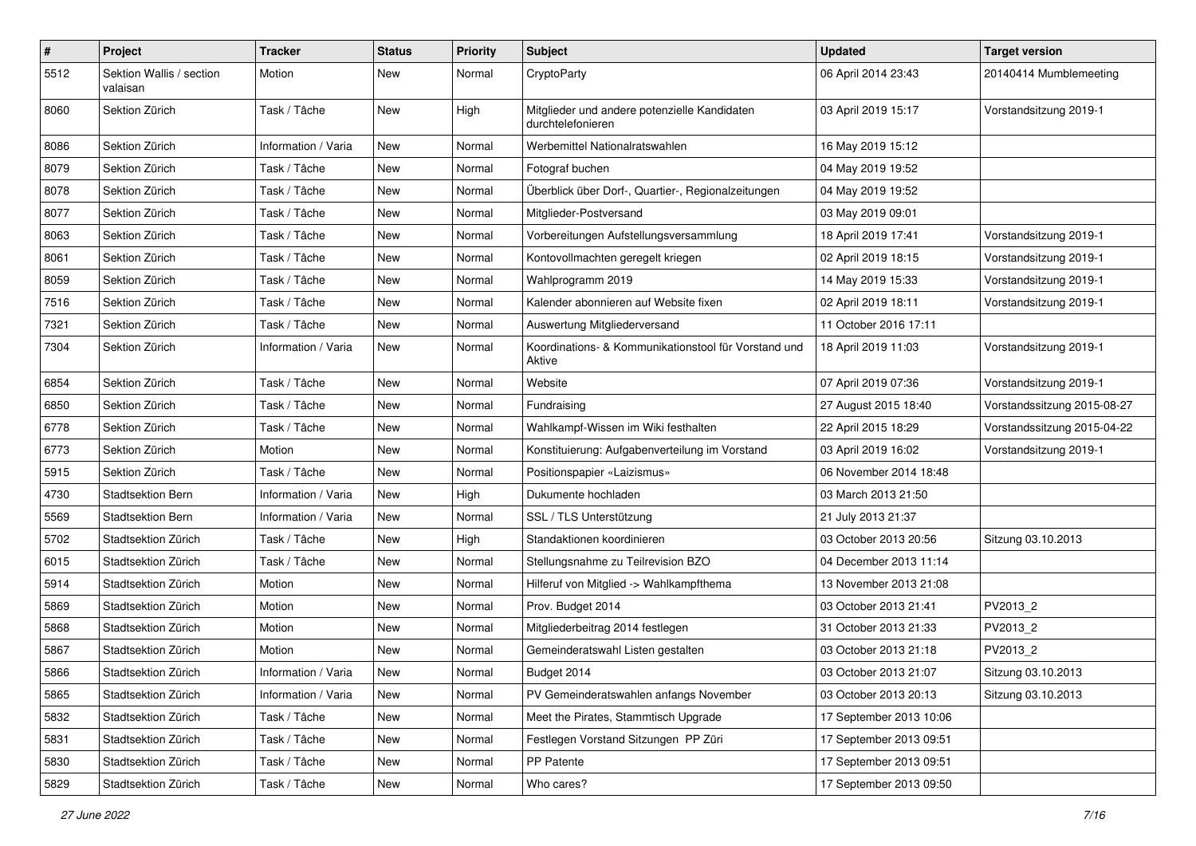| # | Project | Tracker | Status | Priority | Subject | Updated | Target version |
|---|---|---|---|---|---|---|---|
| 5512 | Sektion Wallis / section valaisan | Motion | New | Normal | CryptoParty | 06 April 2014 23:43 | 20140414 Mumblemeeting |
| 8060 | Sektion Zürich | Task / Tâche | New | High | Mitglieder und andere potenzielle Kandidaten durchtelefonieren | 03 April 2019 15:17 | Vorstandsitzung 2019-1 |
| 8086 | Sektion Zürich | Information / Varia | New | Normal | Werbemittel Nationalratswahlen | 16 May 2019 15:12 | |
| 8079 | Sektion Zürich | Task / Tâche | New | Normal | Fotograf buchen | 04 May 2019 19:52 | |
| 8078 | Sektion Zürich | Task / Tâche | New | Normal | Überblick über Dorf-, Quartier-, Regionalzeitungen | 04 May 2019 19:52 | |
| 8077 | Sektion Zürich | Task / Tâche | New | Normal | Mitglieder-Postversand | 03 May 2019 09:01 | |
| 8063 | Sektion Zürich | Task / Tâche | New | Normal | Vorbereitungen Aufstellungsversammlung | 18 April 2019 17:41 | Vorstandsitzung 2019-1 |
| 8061 | Sektion Zürich | Task / Tâche | New | Normal | Kontovollmachten geregelt kriegen | 02 April 2019 18:15 | Vorstandsitzung 2019-1 |
| 8059 | Sektion Zürich | Task / Tâche | New | Normal | Wahlprogramm 2019 | 14 May 2019 15:33 | Vorstandsitzung 2019-1 |
| 7516 | Sektion Zürich | Task / Tâche | New | Normal | Kalender abonnieren auf Website fixen | 02 April 2019 18:11 | Vorstandsitzung 2019-1 |
| 7321 | Sektion Zürich | Task / Tâche | New | Normal | Auswertung Mitgliederversand | 11 October 2016 17:11 | |
| 7304 | Sektion Zürich | Information / Varia | New | Normal | Koordinations- & Kommunikationstool für Vorstand und Aktive | 18 April 2019 11:03 | Vorstandsitzung 2019-1 |
| 6854 | Sektion Zürich | Task / Tâche | New | Normal | Website | 07 April 2019 07:36 | Vorstandsitzung 2019-1 |
| 6850 | Sektion Zürich | Task / Tâche | New | Normal | Fundraising | 27 August 2015 18:40 | Vorstandssitzung 2015-08-27 |
| 6778 | Sektion Zürich | Task / Tâche | New | Normal | Wahlkampf-Wissen im Wiki festhalten | 22 April 2015 18:29 | Vorstandssitzung 2015-04-22 |
| 6773 | Sektion Zürich | Motion | New | Normal | Konstituierung: Aufgabenverteilung im Vorstand | 03 April 2019 16:02 | Vorstandsitzung 2019-1 |
| 5915 | Sektion Zürich | Task / Tâche | New | Normal | Positionspapier «Laizismus» | 06 November 2014 18:48 | |
| 4730 | Stadtsektion Bern | Information / Varia | New | High | Dukumente hochladen | 03 March 2013 21:50 | |
| 5569 | Stadtsektion Bern | Information / Varia | New | Normal | SSL / TLS Unterstützung | 21 July 2013 21:37 | |
| 5702 | Stadtsektion Zürich | Task / Tâche | New | High | Standaktionen koordinieren | 03 October 2013 20:56 | Sitzung 03.10.2013 |
| 6015 | Stadtsektion Zürich | Task / Tâche | New | Normal | Stellungsnahme zu Teilrevision BZO | 04 December 2013 11:14 | |
| 5914 | Stadtsektion Zürich | Motion | New | Normal | Hilferuf von Mitglied -> Wahlkampfthema | 13 November 2013 21:08 | |
| 5869 | Stadtsektion Zürich | Motion | New | Normal | Prov. Budget 2014 | 03 October 2013 21:41 | PV2013_2 |
| 5868 | Stadtsektion Zürich | Motion | New | Normal | Mitgliederbeitrag 2014 festlegen | 31 October 2013 21:33 | PV2013_2 |
| 5867 | Stadtsektion Zürich | Motion | New | Normal | Gemeinderatswahl Listen gestalten | 03 October 2013 21:18 | PV2013_2 |
| 5866 | Stadtsektion Zürich | Information / Varia | New | Normal | Budget 2014 | 03 October 2013 21:07 | Sitzung 03.10.2013 |
| 5865 | Stadtsektion Zürich | Information / Varia | New | Normal | PV Gemeinderatswahlen anfangs November | 03 October 2013 20:13 | Sitzung 03.10.2013 |
| 5832 | Stadtsektion Zürich | Task / Tâche | New | Normal | Meet the Pirates, Stammtisch Upgrade | 17 September 2013 10:06 | |
| 5831 | Stadtsektion Zürich | Task / Tâche | New | Normal | Festlegen Vorstand Sitzungen PP Züri | 17 September 2013 09:51 | |
| 5830 | Stadtsektion Zürich | Task / Tâche | New | Normal | PP Patente | 17 September 2013 09:51 | |
| 5829 | Stadtsektion Zürich | Task / Tâche | New | Normal | Who cares? | 17 September 2013 09:50 | |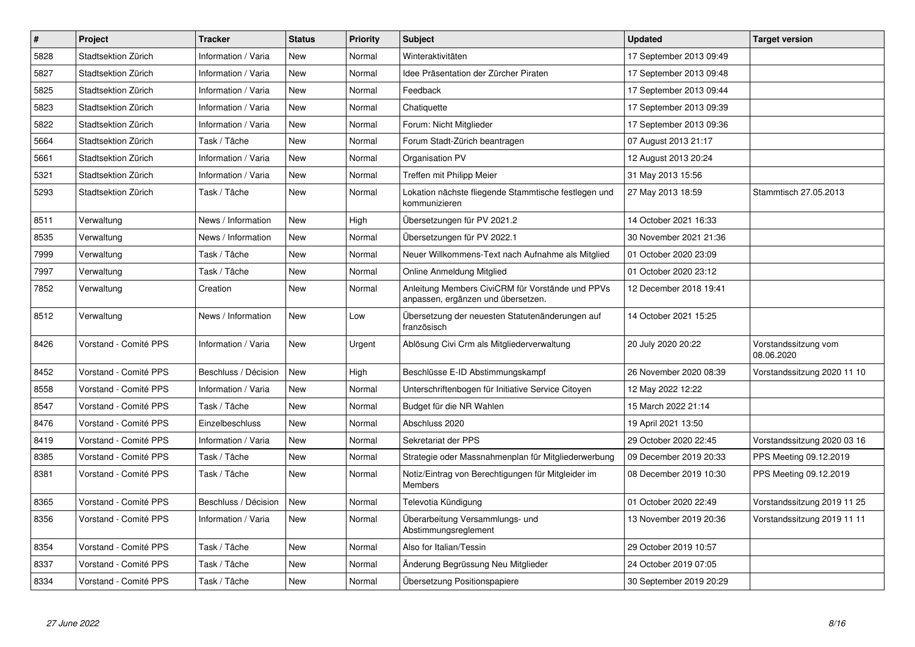| # | Project | Tracker | Status | Priority | Subject | Updated | Target version |
|---|---|---|---|---|---|---|---|
| 5828 | Stadtsektion Zürich | Information / Varia | New | Normal | Winteraktivitäten | 17 September 2013 09:49 | |
| 5827 | Stadtsektion Zürich | Information / Varia | New | Normal | Idee Präsentation der Zürcher Piraten | 17 September 2013 09:48 | |
| 5825 | Stadtsektion Zürich | Information / Varia | New | Normal | Feedback | 17 September 2013 09:44 | |
| 5823 | Stadtsektion Zürich | Information / Varia | New | Normal | Chatiquette | 17 September 2013 09:39 | |
| 5822 | Stadtsektion Zürich | Information / Varia | New | Normal | Forum: Nicht Mitglieder | 17 September 2013 09:36 | |
| 5664 | Stadtsektion Zürich | Task / Tâche | New | Normal | Forum Stadt-Zürich beantragen | 07 August 2013 21:17 | |
| 5661 | Stadtsektion Zürich | Information / Varia | New | Normal | Organisation PV | 12 August 2013 20:24 | |
| 5321 | Stadtsektion Zürich | Information / Varia | New | Normal | Treffen mit Philipp Meier | 31 May 2013 15:56 | |
| 5293 | Stadtsektion Zürich | Task / Tâche | New | Normal | Lokation nächste fliegende Stammtische festlegen und kommunizieren | 27 May 2013 18:59 | Stammtisch 27.05.2013 |
| 8511 | Verwaltung | News / Information | New | High | Übersetzungen für PV 2021.2 | 14 October 2021 16:33 | |
| 8535 | Verwaltung | News / Information | New | Normal | Übersetzungen für PV 2022.1 | 30 November 2021 21:36 | |
| 7999 | Verwaltung | Task / Tâche | New | Normal | Neuer Willkommens-Text nach Aufnahme als Mitglied | 01 October 2020 23:09 | |
| 7997 | Verwaltung | Task / Tâche | New | Normal | Online Anmeldung Mitglied | 01 October 2020 23:12 | |
| 7852 | Verwaltung | Creation | New | Normal | Anleitung Members CiviCRM für Vorstände und PPVs anpassen, ergänzen und übersetzen. | 12 December 2018 19:41 | |
| 8512 | Verwaltung | News / Information | New | Low | Übersetzung der neuesten Statutenänderungen auf französisch | 14 October 2021 15:25 | |
| 8426 | Vorstand - Comité PPS | Information / Varia | New | Urgent | Ablösung Civi Crm als Mitgliederverwaltung | 20 July 2020 20:22 | Vorstandssitzung vom 08.06.2020 |
| 8452 | Vorstand - Comité PPS | Beschluss / Décision | New | High | Beschlüsse E-ID Abstimmungskampf | 26 November 2020 08:39 | Vorstandssitzung 2020 11 10 |
| 8558 | Vorstand - Comité PPS | Information / Varia | New | Normal | Unterschriftenbogen für Initiative Service Citoyen | 12 May 2022 12:22 | |
| 8547 | Vorstand - Comité PPS | Task / Tâche | New | Normal | Budget für die NR Wahlen | 15 March 2022 21:14 | |
| 8476 | Vorstand - Comité PPS | Einzelbeschluss | New | Normal | Abschluss 2020 | 19 April 2021 13:50 | |
| 8419 | Vorstand - Comité PPS | Information / Varia | New | Normal | Sekretariat der PPS | 29 October 2020 22:45 | Vorstandssitzung 2020 03 16 |
| 8385 | Vorstand - Comité PPS | Task / Tâche | New | Normal | Strategie oder Massnahmenplan für Mitgliederwerbung | 09 December 2019 20:33 | PPS Meeting 09.12.2019 |
| 8381 | Vorstand - Comité PPS | Task / Tâche | New | Normal | Notiz/Eintrag von Berechtigungen für Mitgleider im Members | 08 December 2019 10:30 | PPS Meeting 09.12.2019 |
| 8365 | Vorstand - Comité PPS | Beschluss / Décision | New | Normal | Televotia Kündigung | 01 October 2020 22:49 | Vorstandssitzung 2019 11 25 |
| 8356 | Vorstand - Comité PPS | Information / Varia | New | Normal | Überarbeitung Versammlungs- und Abstimmungsreglement | 13 November 2019 20:36 | Vorstandssitzung 2019 11 11 |
| 8354 | Vorstand - Comité PPS | Task / Tâche | New | Normal | Also for Italian/Tessin | 29 October 2019 10:57 | |
| 8337 | Vorstand - Comité PPS | Task / Tâche | New | Normal | Änderung Begrüssung Neu Mitglieder | 24 October 2019 07:05 | |
| 8334 | Vorstand - Comité PPS | Task / Tâche | New | Normal | Übersetzung Positionspapiere | 30 September 2019 20:29 | |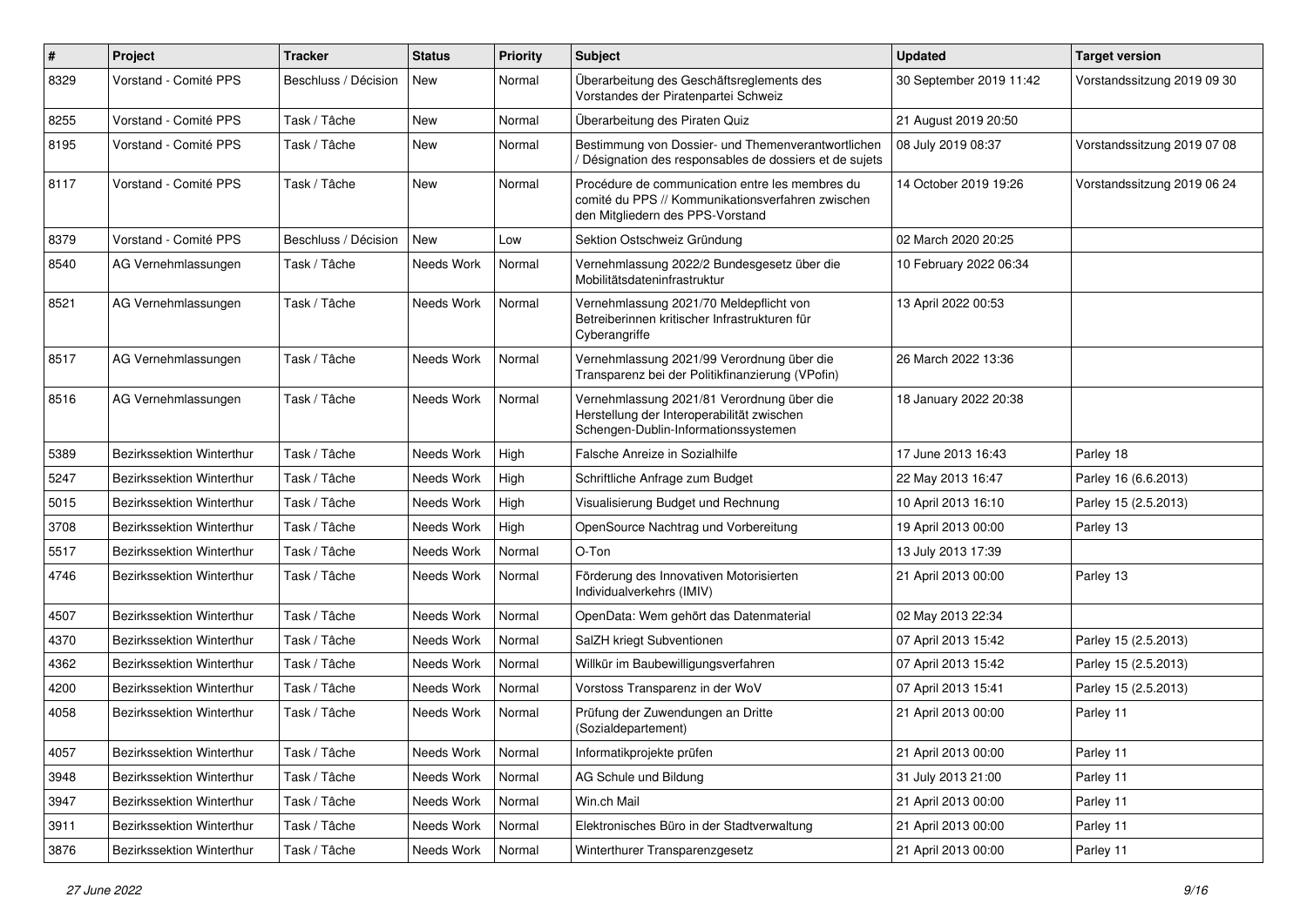| # | Project | Tracker | Status | Priority | Subject | Updated | Target version |
|---|---|---|---|---|---|---|---|
| 8329 | Vorstand - Comité PPS | Beschluss / Décision | New | Normal | Überarbeitung des Geschäftsreglements des Vorstandes der Piratenpartei Schweiz | 30 September 2019 11:42 | Vorstandssitzung 2019 09 30 |
| 8255 | Vorstand - Comité PPS | Task / Tâche | New | Normal | Überarbeitung des Piraten Quiz | 21 August 2019 20:50 | |
| 8195 | Vorstand - Comité PPS | Task / Tâche | New | Normal | Bestimmung von Dossier- und Themenverantwortlichen / Désignation des responsables de dossiers et de sujets | 08 July 2019 08:37 | Vorstandssitzung 2019 07 08 |
| 8117 | Vorstand - Comité PPS | Task / Tâche | New | Normal | Procédure de communication entre les membres du comité du PPS // Kommunikationsverfahren zwischen den Mitgliedern des PPS-Vorstand | 14 October 2019 19:26 | Vorstandssitzung 2019 06 24 |
| 8379 | Vorstand - Comité PPS | Beschluss / Décision | New | Low | Sektion Ostschweiz Gründung | 02 March 2020 20:25 | |
| 8540 | AG Vernehmlassungen | Task / Tâche | Needs Work | Normal | Vernehmlassung 2022/2 Bundesgesetz über die Mobilitätsdateninfrastruktur | 10 February 2022 06:34 | |
| 8521 | AG Vernehmlassungen | Task / Tâche | Needs Work | Normal | Vernehmlassung 2021/70 Meldepflicht von Betreiberinnen kritischer Infrastrukturen für Cyberangriffe | 13 April 2022 00:53 | |
| 8517 | AG Vernehmlassungen | Task / Tâche | Needs Work | Normal | Vernehmlassung 2021/99 Verordnung über die Transparenz bei der Politikfinanzierung (VPofin) | 26 March 2022 13:36 | |
| 8516 | AG Vernehmlassungen | Task / Tâche | Needs Work | Normal | Vernehmlassung 2021/81 Verordnung über die Herstellung der Interoperabilität zwischen Schengen-Dublin-Informationssystemen | 18 January 2022 20:38 | |
| 5389 | Bezirkssektion Winterthur | Task / Tâche | Needs Work | High | Falsche Anreize in Sozialhilfe | 17 June 2013 16:43 | Parley 18 |
| 5247 | Bezirkssektion Winterthur | Task / Tâche | Needs Work | High | Schriftliche Anfrage zum Budget | 22 May 2013 16:47 | Parley 16 (6.6.2013) |
| 5015 | Bezirkssektion Winterthur | Task / Tâche | Needs Work | High | Visualisierung Budget und Rechnung | 10 April 2013 16:10 | Parley 15 (2.5.2013) |
| 3708 | Bezirkssektion Winterthur | Task / Tâche | Needs Work | High | OpenSource Nachtrag und Vorbereitung | 19 April 2013 00:00 | Parley 13 |
| 5517 | Bezirkssektion Winterthur | Task / Tâche | Needs Work | Normal | O-Ton | 13 July 2013 17:39 | |
| 4746 | Bezirkssektion Winterthur | Task / Tâche | Needs Work | Normal | Förderung des Innovativen Motorisierten Individualverkehrs (IMIV) | 21 April 2013 00:00 | Parley 13 |
| 4507 | Bezirkssektion Winterthur | Task / Tâche | Needs Work | Normal | OpenData: Wem gehört das Datenmaterial | 02 May 2013 22:34 | |
| 4370 | Bezirkssektion Winterthur | Task / Tâche | Needs Work | Normal | SalZH kriegt Subventionen | 07 April 2013 15:42 | Parley 15 (2.5.2013) |
| 4362 | Bezirkssektion Winterthur | Task / Tâche | Needs Work | Normal | Willkür im Baubewilligungsverfahren | 07 April 2013 15:42 | Parley 15 (2.5.2013) |
| 4200 | Bezirkssektion Winterthur | Task / Tâche | Needs Work | Normal | Vorstoss Transparenz in der WoV | 07 April 2013 15:41 | Parley 15 (2.5.2013) |
| 4058 | Bezirkssektion Winterthur | Task / Tâche | Needs Work | Normal | Prüfung der Zuwendungen an Dritte (Sozialdepartement) | 21 April 2013 00:00 | Parley 11 |
| 4057 | Bezirkssektion Winterthur | Task / Tâche | Needs Work | Normal | Informatikprojekte prüfen | 21 April 2013 00:00 | Parley 11 |
| 3948 | Bezirkssektion Winterthur | Task / Tâche | Needs Work | Normal | AG Schule und Bildung | 31 July 2013 21:00 | Parley 11 |
| 3947 | Bezirkssektion Winterthur | Task / Tâche | Needs Work | Normal | Win.ch Mail | 21 April 2013 00:00 | Parley 11 |
| 3911 | Bezirkssektion Winterthur | Task / Tâche | Needs Work | Normal | Elektronisches Büro in der Stadtverwaltung | 21 April 2013 00:00 | Parley 11 |
| 3876 | Bezirkssektion Winterthur | Task / Tâche | Needs Work | Normal | Winterthurer Transparenzgesetz | 21 April 2013 00:00 | Parley 11 |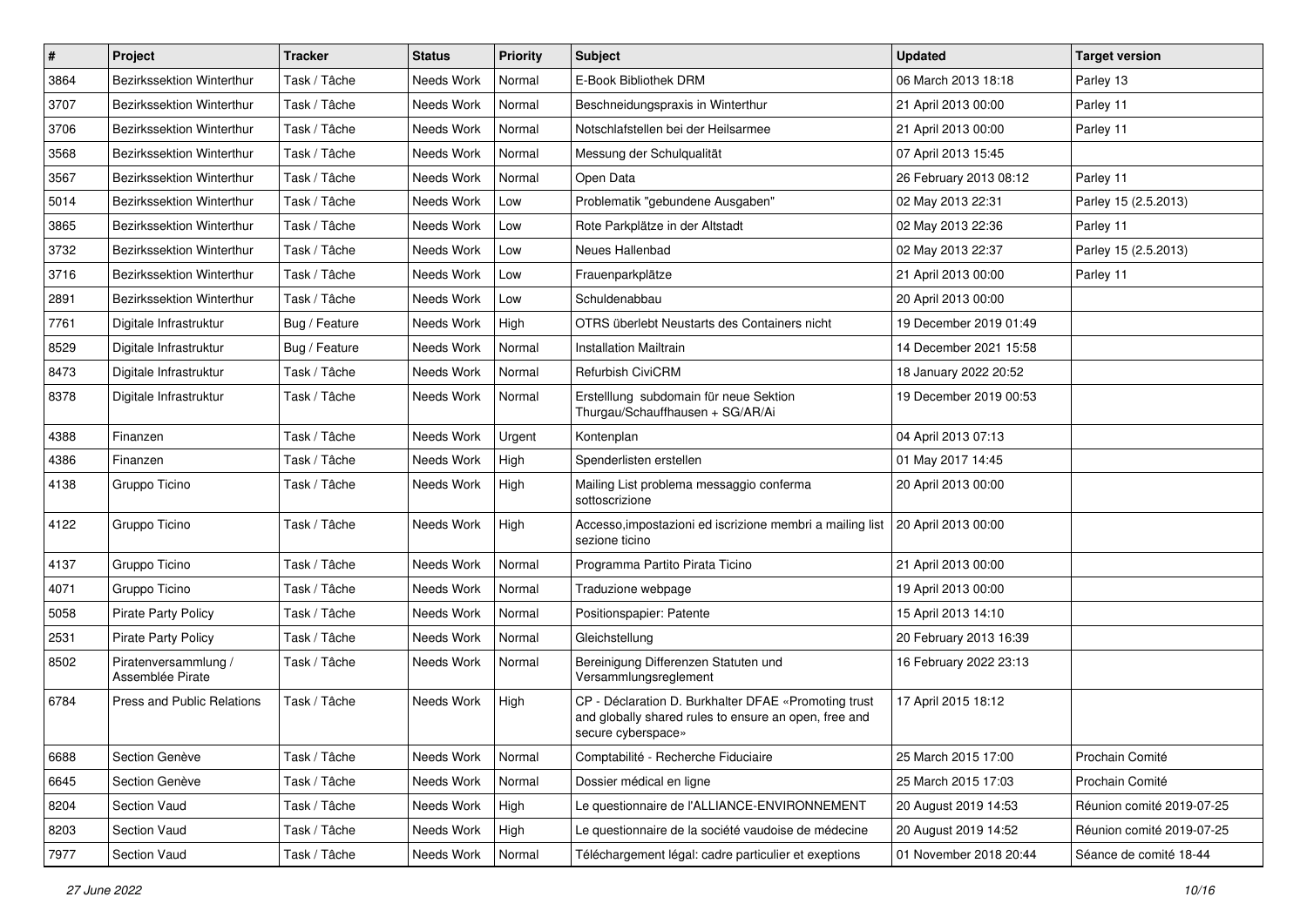| # | Project | Tracker | Status | Priority | Subject | Updated | Target version |
|---|---|---|---|---|---|---|---|
| 3864 | Bezirkssektion Winterthur | Task / Tâche | Needs Work | Normal | E-Book Bibliothek DRM | 06 March 2013 18:18 | Parley 13 |
| 3707 | Bezirkssektion Winterthur | Task / Tâche | Needs Work | Normal | Beschneidungspraxis in Winterthur | 21 April 2013 00:00 | Parley 11 |
| 3706 | Bezirkssektion Winterthur | Task / Tâche | Needs Work | Normal | Notschlafstellen bei der Heilsarmee | 21 April 2013 00:00 | Parley 11 |
| 3568 | Bezirkssektion Winterthur | Task / Tâche | Needs Work | Normal | Messung der Schulqualität | 07 April 2013 15:45 | |
| 3567 | Bezirkssektion Winterthur | Task / Tâche | Needs Work | Normal | Open Data | 26 February 2013 08:12 | Parley 11 |
| 5014 | Bezirkssektion Winterthur | Task / Tâche | Needs Work | Low | Problematik "gebundene Ausgaben" | 02 May 2013 22:31 | Parley 15 (2.5.2013) |
| 3865 | Bezirkssektion Winterthur | Task / Tâche | Needs Work | Low | Rote Parkplätze in der Altstadt | 02 May 2013 22:36 | Parley 11 |
| 3732 | Bezirkssektion Winterthur | Task / Tâche | Needs Work | Low | Neues Hallenbad | 02 May 2013 22:37 | Parley 15 (2.5.2013) |
| 3716 | Bezirkssektion Winterthur | Task / Tâche | Needs Work | Low | Frauenparkplätze | 21 April 2013 00:00 | Parley 11 |
| 2891 | Bezirkssektion Winterthur | Task / Tâche | Needs Work | Low | Schuldenabbau | 20 April 2013 00:00 | |
| 7761 | Digitale Infrastruktur | Bug / Feature | Needs Work | High | OTRS überlebt Neustarts des Containers nicht | 19 December 2019 01:49 | |
| 8529 | Digitale Infrastruktur | Bug / Feature | Needs Work | Normal | Installation Mailtrain | 14 December 2021 15:58 | |
| 8473 | Digitale Infrastruktur | Task / Tâche | Needs Work | Normal | Refurbish CiviCRM | 18 January 2022 20:52 | |
| 8378 | Digitale Infrastruktur | Task / Tâche | Needs Work | Normal | Erstelllung subdomain für neue Sektion Thurgau/Schauffhausen + SG/AR/Ai | 19 December 2019 00:53 | |
| 4388 | Finanzen | Task / Tâche | Needs Work | Urgent | Kontenplan | 04 April 2013 07:13 | |
| 4386 | Finanzen | Task / Tâche | Needs Work | High | Spenderlisten erstellen | 01 May 2017 14:45 | |
| 4138 | Gruppo Ticino | Task / Tâche | Needs Work | High | Mailing List problema messaggio conferma sottoscrizione | 20 April 2013 00:00 | |
| 4122 | Gruppo Ticino | Task / Tâche | Needs Work | High | Accesso,impostazioni ed iscrizione membri a mailing list sezione ticino | 20 April 2013 00:00 | |
| 4137 | Gruppo Ticino | Task / Tâche | Needs Work | Normal | Programma Partito Pirata Ticino | 21 April 2013 00:00 | |
| 4071 | Gruppo Ticino | Task / Tâche | Needs Work | Normal | Traduzione webpage | 19 April 2013 00:00 | |
| 5058 | Pirate Party Policy | Task / Tâche | Needs Work | Normal | Positionspapier: Patente | 15 April 2013 14:10 | |
| 2531 | Pirate Party Policy | Task / Tâche | Needs Work | Normal | Gleichstellung | 20 February 2013 16:39 | |
| 8502 | Piratenversammlung / Assemblée Pirate | Task / Tâche | Needs Work | Normal | Bereinigung Differenzen Statuten und Versammlungsreglement | 16 February 2022 23:13 | |
| 6784 | Press and Public Relations | Task / Tâche | Needs Work | High | CP - Déclaration D. Burkhalter DFAE «Promoting trust and globally shared rules to ensure an open, free and secure cyberspace» | 17 April 2015 18:12 | |
| 6688 | Section Genève | Task / Tâche | Needs Work | Normal | Comptabilité - Recherche Fiduciaire | 25 March 2015 17:00 | Prochain Comité |
| 6645 | Section Genève | Task / Tâche | Needs Work | Normal | Dossier médical en ligne | 25 March 2015 17:03 | Prochain Comité |
| 8204 | Section Vaud | Task / Tâche | Needs Work | High | Le questionnaire de l'ALLIANCE-ENVIRONNEMENT | 20 August 2019 14:53 | Réunion comité 2019-07-25 |
| 8203 | Section Vaud | Task / Tâche | Needs Work | High | Le questionnaire de la société vaudoise de médecine | 20 August 2019 14:52 | Réunion comité 2019-07-25 |
| 7977 | Section Vaud | Task / Tâche | Needs Work | Normal | Téléchargement légal: cadre particulier et exeptions | 01 November 2018 20:44 | Séance de comité 18-44 |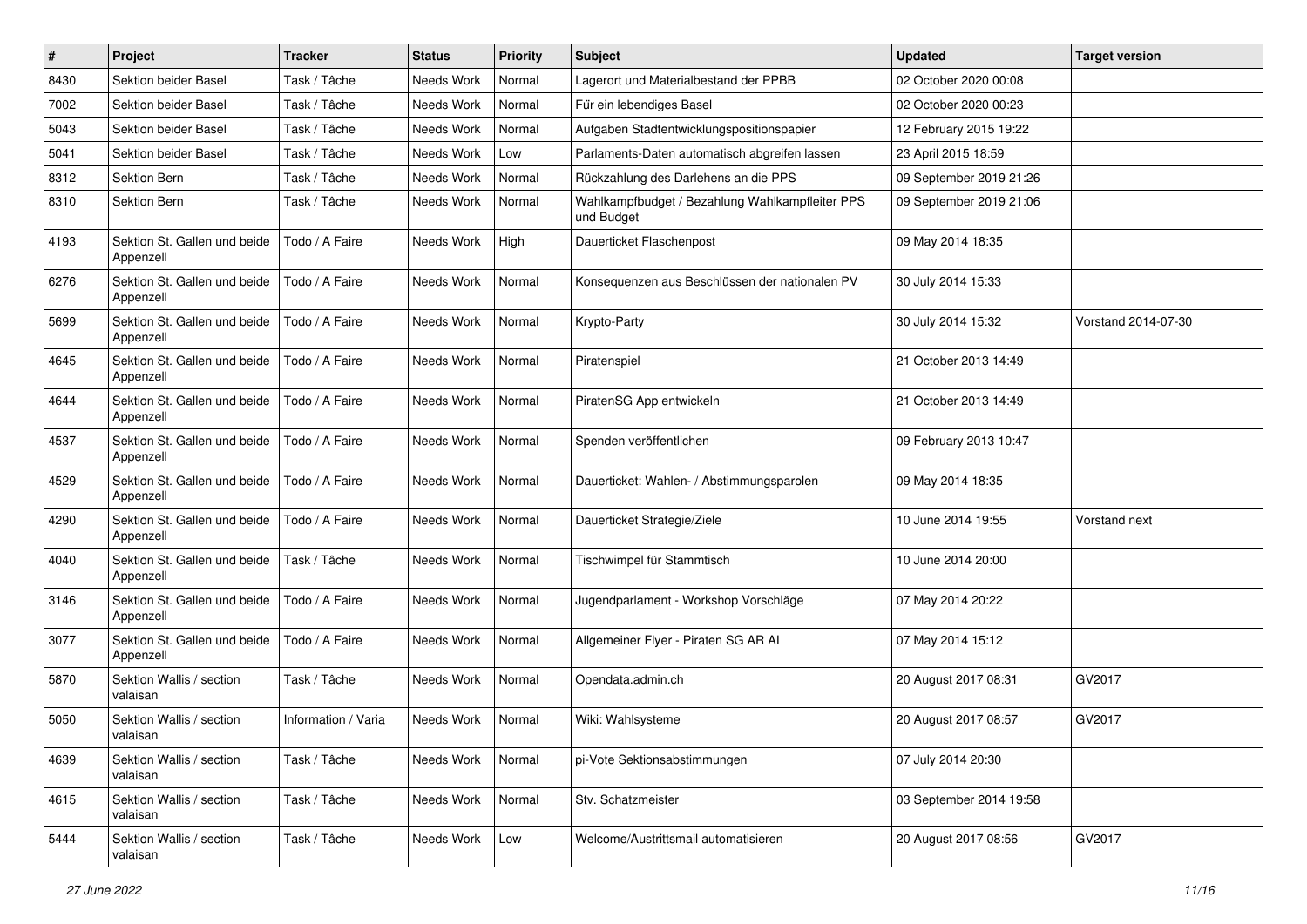| # | Project | Tracker | Status | Priority | Subject | Updated | Target version |
|---|---|---|---|---|---|---|---|
| 8430 | Sektion beider Basel | Task / Tâche | Needs Work | Normal | Lagerort und Materialbestand der PPBB | 02 October 2020 00:08 | |
| 7002 | Sektion beider Basel | Task / Tâche | Needs Work | Normal | Für ein lebendiges Basel | 02 October 2020 00:23 | |
| 5043 | Sektion beider Basel | Task / Tâche | Needs Work | Normal | Aufgaben Stadtentwicklungspositionspapier | 12 February 2015 19:22 | |
| 5041 | Sektion beider Basel | Task / Tâche | Needs Work | Low | Parlaments-Daten automatisch abgreifen lassen | 23 April 2015 18:59 | |
| 8312 | Sektion Bern | Task / Tâche | Needs Work | Normal | Rückzahlung des Darlehens an die PPS | 09 September 2019 21:26 | |
| 8310 | Sektion Bern | Task / Tâche | Needs Work | Normal | Wahlkampfbudget / Bezahlung Wahlkampfleiter PPS und Budget | 09 September 2019 21:06 | |
| 4193 | Sektion St. Gallen und beide Appenzell | Todo / A Faire | Needs Work | High | Dauerticket Flaschenpost | 09 May 2014 18:35 | |
| 6276 | Sektion St. Gallen und beide Appenzell | Todo / A Faire | Needs Work | Normal | Konsequenzen aus Beschlüssen der nationalen PV | 30 July 2014 15:33 | |
| 5699 | Sektion St. Gallen und beide Appenzell | Todo / A Faire | Needs Work | Normal | Krypto-Party | 30 July 2014 15:32 | Vorstand 2014-07-30 |
| 4645 | Sektion St. Gallen und beide Appenzell | Todo / A Faire | Needs Work | Normal | Piratenspiel | 21 October 2013 14:49 | |
| 4644 | Sektion St. Gallen und beide Appenzell | Todo / A Faire | Needs Work | Normal | PiratenSG App entwickeln | 21 October 2013 14:49 | |
| 4537 | Sektion St. Gallen und beide Appenzell | Todo / A Faire | Needs Work | Normal | Spenden veröffentlichen | 09 February 2013 10:47 | |
| 4529 | Sektion St. Gallen und beide Appenzell | Todo / A Faire | Needs Work | Normal | Dauerticket: Wahlen- / Abstimmungsparolen | 09 May 2014 18:35 | |
| 4290 | Sektion St. Gallen und beide Appenzell | Todo / A Faire | Needs Work | Normal | Dauerticket Strategie/Ziele | 10 June 2014 19:55 | Vorstand next |
| 4040 | Sektion St. Gallen und beide Appenzell | Task / Tâche | Needs Work | Normal | Tischwimpel für Stammtisch | 10 June 2014 20:00 | |
| 3146 | Sektion St. Gallen und beide Appenzell | Todo / A Faire | Needs Work | Normal | Jugendparlament - Workshop Vorschläge | 07 May 2014 20:22 | |
| 3077 | Sektion St. Gallen und beide Appenzell | Todo / A Faire | Needs Work | Normal | Allgemeiner Flyer - Piraten SG AR AI | 07 May 2014 15:12 | |
| 5870 | Sektion Wallis / section valaisan | Task / Tâche | Needs Work | Normal | Opendata.admin.ch | 20 August 2017 08:31 | GV2017 |
| 5050 | Sektion Wallis / section valaisan | Information / Varia | Needs Work | Normal | Wiki: Wahlsysteme | 20 August 2017 08:57 | GV2017 |
| 4639 | Sektion Wallis / section valaisan | Task / Tâche | Needs Work | Normal | pi-Vote Sektionsabstimmungen | 07 July 2014 20:30 | |
| 4615 | Sektion Wallis / section valaisan | Task / Tâche | Needs Work | Normal | Stv. Schatzmeister | 03 September 2014 19:58 | |
| 5444 | Sektion Wallis / section valaisan | Task / Tâche | Needs Work | Low | Welcome/Austrittsmail automatisieren | 20 August 2017 08:56 | GV2017 |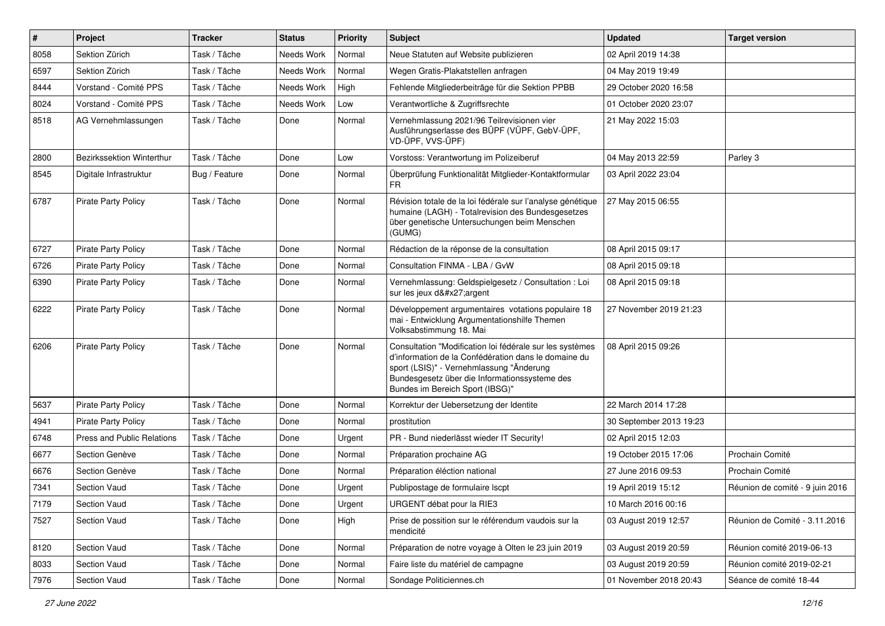| # | Project | Tracker | Status | Priority | Subject | Updated | Target version |
|---|---|---|---|---|---|---|---|
| 8058 | Sektion Zürich | Task / Tâche | Needs Work | Normal | Neue Statuten auf Website publizieren | 02 April 2019 14:38 | |
| 6597 | Sektion Zürich | Task / Tâche | Needs Work | Normal | Wegen Gratis-Plakatstellen anfragen | 04 May 2019 19:49 | |
| 8444 | Vorstand - Comité PPS | Task / Tâche | Needs Work | High | Fehlende Mitgliederbeiträge für die Sektion PPBB | 29 October 2020 16:58 | |
| 8024 | Vorstand - Comité PPS | Task / Tâche | Needs Work | Low | Verantwortliche & Zugriffsrechte | 01 October 2020 23:07 | |
| 8518 | AG Vernehmlassungen | Task / Tâche | Done | Normal | Vernehmlassung 2021/96 Teilrevisionen vier Ausführungserlasse des BÜPF (VÜPF, GebV-ÜPF, VD-ÜPF, VVS-ÜPF) | 21 May 2022 15:03 | |
| 2800 | Bezirkssektion Winterthur | Task / Tâche | Done | Low | Vorstoss: Verantwortung im Polizeiberuf | 04 May 2013 22:59 | Parley 3 |
| 8545 | Digitale Infrastruktur | Bug / Feature | Done | Normal | Überprüfung Funktionalität Mitglieder-Kontaktformular FR | 03 April 2022 23:04 | |
| 6787 | Pirate Party Policy | Task / Tâche | Done | Normal | Révision totale de la loi fédérale sur l'analyse génétique humaine (LAGH) - Totalrevision des Bundesgesetzes über genetische Untersuchungen beim Menschen (GUMG) | 27 May 2015 06:55 | |
| 6727 | Pirate Party Policy | Task / Tâche | Done | Normal | Rédaction de la réponse de la consultation | 08 April 2015 09:17 | |
| 6726 | Pirate Party Policy | Task / Tâche | Done | Normal | Consultation FINMA - LBA / GvW | 08 April 2015 09:18 | |
| 6390 | Pirate Party Policy | Task / Tâche | Done | Normal | Vernehmlassung: Geldspielgesetz / Consultation : Loi sur les jeux d&#x27;argent | 08 April 2015 09:18 | |
| 6222 | Pirate Party Policy | Task / Tâche | Done | Normal | Développement argumentaires votations populaire 18 mai - Entwicklung Argumentationshilfe Themen Volksabstimmung 18. Mai | 27 November 2019 21:23 | |
| 6206 | Pirate Party Policy | Task / Tâche | Done | Normal | Consultation "Modification loi fédérale sur les systèmes d'information de la Confédération dans le domaine du sport (LSIS)" - Vernehmlassung "Änderung Bundesgesetz über die Informationssysteme des Bundes im Bereich Sport (IBSG)" | 08 April 2015 09:26 | |
| 5637 | Pirate Party Policy | Task / Tâche | Done | Normal | Korrektur der Uebersetzung der Identite | 22 March 2014 17:28 | |
| 4941 | Pirate Party Policy | Task / Tâche | Done | Normal | prostitution | 30 September 2013 19:23 | |
| 6748 | Press and Public Relations | Task / Tâche | Done | Urgent | PR - Bund niederlässt wieder IT Security! | 02 April 2015 12:03 | |
| 6677 | Section Genève | Task / Tâche | Done | Normal | Préparation prochaine AG | 19 October 2015 17:06 | Prochain Comité |
| 6676 | Section Genève | Task / Tâche | Done | Normal | Préparation éléction national | 27 June 2016 09:53 | Prochain Comité |
| 7341 | Section Vaud | Task / Tâche | Done | Urgent | Publipostage de formulaire lscpt | 19 April 2019 15:12 | Réunion de comité - 9 juin 2016 |
| 7179 | Section Vaud | Task / Tâche | Done | Urgent | URGENT débat pour la RIE3 | 10 March 2016 00:16 | |
| 7527 | Section Vaud | Task / Tâche | Done | High | Prise de possition sur le référendum vaudois sur la mendicité | 03 August 2019 12:57 | Réunion de Comité - 3.11.2016 |
| 8120 | Section Vaud | Task / Tâche | Done | Normal | Préparation de notre voyage à Olten le 23 juin 2019 | 03 August 2019 20:59 | Réunion comité 2019-06-13 |
| 8033 | Section Vaud | Task / Tâche | Done | Normal | Faire liste du matériel de campagne | 03 August 2019 20:59 | Réunion comité 2019-02-21 |
| 7976 | Section Vaud | Task / Tâche | Done | Normal | Sondage Politiciennes.ch | 01 November 2018 20:43 | Séance de comité 18-44 |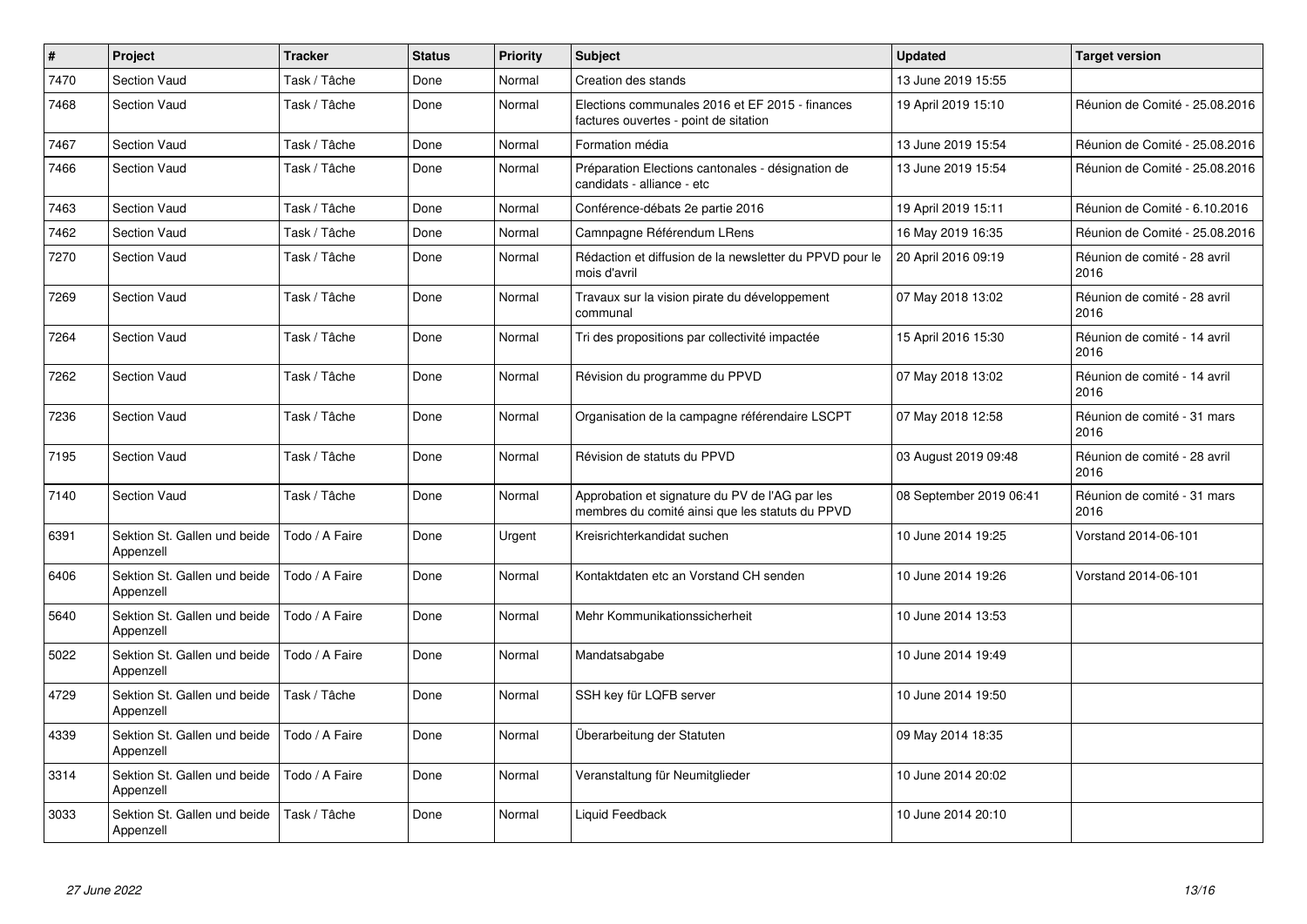| # | Project | Tracker | Status | Priority | Subject | Updated | Target version |
|---|---|---|---|---|---|---|---|
| 7470 | Section Vaud | Task / Tâche | Done | Normal | Creation des stands | 13 June 2019 15:55 | |
| 7468 | Section Vaud | Task / Tâche | Done | Normal | Elections communales 2016 et EF 2015 - finances factures ouvertes - point de sitation | 19 April 2019 15:10 | Réunion de Comité - 25.08.2016 |
| 7467 | Section Vaud | Task / Tâche | Done | Normal | Formation média | 13 June 2019 15:54 | Réunion de Comité - 25.08.2016 |
| 7466 | Section Vaud | Task / Tâche | Done | Normal | Préparation Elections cantonales - désignation de candidats - alliance - etc | 13 June 2019 15:54 | Réunion de Comité - 25.08.2016 |
| 7463 | Section Vaud | Task / Tâche | Done | Normal | Conférence-débats 2e partie 2016 | 19 April 2019 15:11 | Réunion de Comité - 6.10.2016 |
| 7462 | Section Vaud | Task / Tâche | Done | Normal | Camnpagne Référendum LRens | 16 May 2019 16:35 | Réunion de Comité - 25.08.2016 |
| 7270 | Section Vaud | Task / Tâche | Done | Normal | Rédaction et diffusion de la newsletter du PPVD pour le mois d'avril | 20 April 2016 09:19 | Réunion de comité - 28 avril 2016 |
| 7269 | Section Vaud | Task / Tâche | Done | Normal | Travaux sur la vision pirate du développement communal | 07 May 2018 13:02 | Réunion de comité - 28 avril 2016 |
| 7264 | Section Vaud | Task / Tâche | Done | Normal | Tri des propositions par collectivité impactée | 15 April 2016 15:30 | Réunion de comité - 14 avril 2016 |
| 7262 | Section Vaud | Task / Tâche | Done | Normal | Révision du programme du PPVD | 07 May 2018 13:02 | Réunion de comité - 14 avril 2016 |
| 7236 | Section Vaud | Task / Tâche | Done | Normal | Organisation de la campagne référendaire LSCPT | 07 May 2018 12:58 | Réunion de comité - 31 mars 2016 |
| 7195 | Section Vaud | Task / Tâche | Done | Normal | Révision de statuts du PPVD | 03 August 2019 09:48 | Réunion de comité - 28 avril 2016 |
| 7140 | Section Vaud | Task / Tâche | Done | Normal | Approbation et signature du PV de l'AG par les membres du comité ainsi que les statuts du PPVD | 08 September 2019 06:41 | Réunion de comité - 31 mars 2016 |
| 6391 | Sektion St. Gallen und beide Appenzell | Todo / A Faire | Done | Urgent | Kreisrichterkandidat suchen | 10 June 2014 19:25 | Vorstand 2014-06-101 |
| 6406 | Sektion St. Gallen und beide Appenzell | Todo / A Faire | Done | Normal | Kontaktdaten etc an Vorstand CH senden | 10 June 2014 19:26 | Vorstand 2014-06-101 |
| 5640 | Sektion St. Gallen und beide Appenzell | Todo / A Faire | Done | Normal | Mehr Kommunikationssicherheit | 10 June 2014 13:53 | |
| 5022 | Sektion St. Gallen und beide Appenzell | Todo / A Faire | Done | Normal | Mandatsabgabe | 10 June 2014 19:49 | |
| 4729 | Sektion St. Gallen und beide Appenzell | Task / Tâche | Done | Normal | SSH key für LQFB server | 10 June 2014 19:50 | |
| 4339 | Sektion St. Gallen und beide Appenzell | Todo / A Faire | Done | Normal | Überarbeitung der Statuten | 09 May 2014 18:35 | |
| 3314 | Sektion St. Gallen und beide Appenzell | Todo / A Faire | Done | Normal | Veranstaltung für Neumitglieder | 10 June 2014 20:02 | |
| 3033 | Sektion St. Gallen und beide Appenzell | Task / Tâche | Done | Normal | Liquid Feedback | 10 June 2014 20:10 | |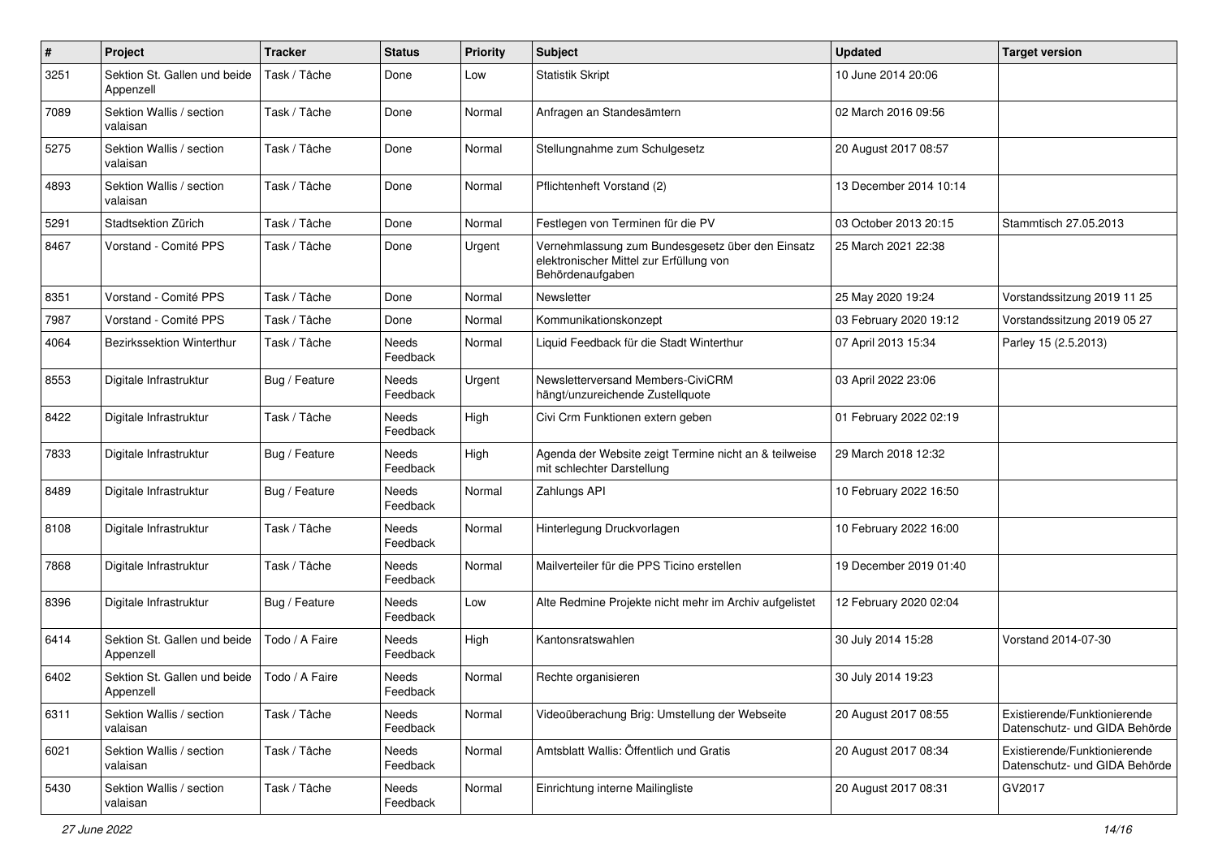| # | Project | Tracker | Status | Priority | Subject | Updated | Target version |
|---|---|---|---|---|---|---|---|
| 3251 | Sektion St. Gallen und beide Appenzell | Task / Tâche | Done | Low | Statistik Skript | 10 June 2014 20:06 | |
| 7089 | Sektion Wallis / section valaisan | Task / Tâche | Done | Normal | Anfragen an Standesämtern | 02 March 2016 09:56 | |
| 5275 | Sektion Wallis / section valaisan | Task / Tâche | Done | Normal | Stellungnahme zum Schulgesetz | 20 August 2017 08:57 | |
| 4893 | Sektion Wallis / section valaisan | Task / Tâche | Done | Normal | Pflichtenheft Vorstand (2) | 13 December 2014 10:14 | |
| 5291 | Stadtsektion Zürich | Task / Tâche | Done | Normal | Festlegen von Terminen für die PV | 03 October 2013 20:15 | Stammtisch 27.05.2013 |
| 8467 | Vorstand - Comité PPS | Task / Tâche | Done | Urgent | Vernehmlassung zum Bundesgesetz über den Einsatz elektronischer Mittel zur Erfüllung von Behördenaufgaben | 25 March 2021 22:38 | |
| 8351 | Vorstand - Comité PPS | Task / Tâche | Done | Normal | Newsletter | 25 May 2020 19:24 | Vorstandssitzung 2019 11 25 |
| 7987 | Vorstand - Comité PPS | Task / Tâche | Done | Normal | Kommunikationskonzept | 03 February 2020 19:12 | Vorstandssitzung 2019 05 27 |
| 4064 | Bezirkssektion Winterthur | Task / Tâche | Needs Feedback | Normal | Liquid Feedback für die Stadt Winterthur | 07 April 2013 15:34 | Parley 15 (2.5.2013) |
| 8553 | Digitale Infrastruktur | Bug / Feature | Needs Feedback | Urgent | Newsletterversand Members-CiviCRM hängt/unzureichende Zustellquote | 03 April 2022 23:06 | |
| 8422 | Digitale Infrastruktur | Task / Tâche | Needs Feedback | High | Civi Crm Funktionen extern geben | 01 February 2022 02:19 | |
| 7833 | Digitale Infrastruktur | Bug / Feature | Needs Feedback | High | Agenda der Website zeigt Termine nicht an & teilweise mit schlechter Darstellung | 29 March 2018 12:32 | |
| 8489 | Digitale Infrastruktur | Bug / Feature | Needs Feedback | Normal | Zahlungs API | 10 February 2022 16:50 | |
| 8108 | Digitale Infrastruktur | Task / Tâche | Needs Feedback | Normal | Hinterlegung Druckvorlagen | 10 February 2022 16:00 | |
| 7868 | Digitale Infrastruktur | Task / Tâche | Needs Feedback | Normal | Mailverteiler für die PPS Ticino erstellen | 19 December 2019 01:40 | |
| 8396 | Digitale Infrastruktur | Bug / Feature | Needs Feedback | Low | Alte Redmine Projekte nicht mehr im Archiv aufgelistet | 12 February 2020 02:04 | |
| 6414 | Sektion St. Gallen und beide Appenzell | Todo / A Faire | Needs Feedback | High | Kantonsratswahlen | 30 July 2014 15:28 | Vorstand 2014-07-30 |
| 6402 | Sektion St. Gallen und beide Appenzell | Todo / A Faire | Needs Feedback | Normal | Rechte organisieren | 30 July 2014 19:23 | |
| 6311 | Sektion Wallis / section valaisan | Task / Tâche | Needs Feedback | Normal | Videoüberachung Brig: Umstellung der Webseite | 20 August 2017 08:55 | Existierende/Funktionierende Datenschutz- und GIDA Behörde |
| 6021 | Sektion Wallis / section valaisan | Task / Tâche | Needs Feedback | Normal | Amtsblatt Wallis: Öffentlich und Gratis | 20 August 2017 08:34 | Existierende/Funktionierende Datenschutz- und GIDA Behörde |
| 5430 | Sektion Wallis / section valaisan | Task / Tâche | Needs Feedback | Normal | Einrichtung interne Mailingliste | 20 August 2017 08:31 | GV2017 |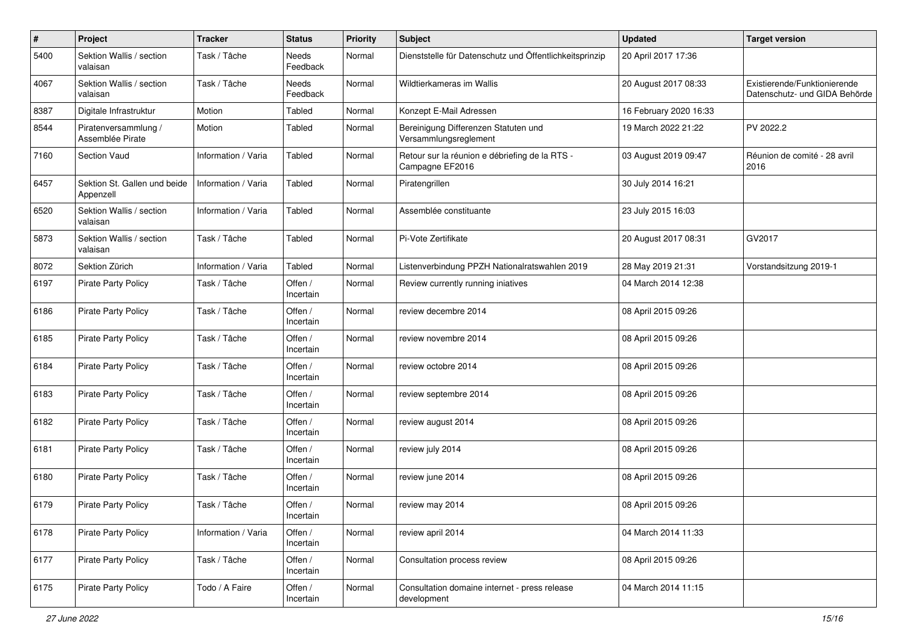| # | Project | Tracker | Status | Priority | Subject | Updated | Target version |
|---|---|---|---|---|---|---|---|
| 5400 | Sektion Wallis / section valaisan | Task / Tâche | Needs Feedback | Normal | Dienststelle für Datenschutz und Öffentlichkeitsprinzip | 20 April 2017 17:36 | |
| 4067 | Sektion Wallis / section valaisan | Task / Tâche | Needs Feedback | Normal | Wildtierkameras im Wallis | 20 August 2017 08:33 | Existierende/Funktionierende Datenschutz- und GIDA Behörde |
| 8387 | Digitale Infrastruktur | Motion | Tabled | Normal | Konzept E-Mail Adressen | 16 February 2020 16:33 | |
| 8544 | Piratenversammlung / Assemblée Pirate | Motion | Tabled | Normal | Bereinigung Differenzen Statuten und Versammlungsreglement | 19 March 2022 21:22 | PV 2022.2 |
| 7160 | Section Vaud | Information / Varia | Tabled | Normal | Retour sur la réunion e débriefing de la RTS - Campagne EF2016 | 03 August 2019 09:47 | Réunion de comité - 28 avril 2016 |
| 6457 | Sektion St. Gallen und beide Appenzell | Information / Varia | Tabled | Normal | Piratengrillen | 30 July 2014 16:21 | |
| 6520 | Sektion Wallis / section valaisan | Information / Varia | Tabled | Normal | Assemblée constituante | 23 July 2015 16:03 | |
| 5873 | Sektion Wallis / section valaisan | Task / Tâche | Tabled | Normal | Pi-Vote Zertifikate | 20 August 2017 08:31 | GV2017 |
| 8072 | Sektion Zürich | Information / Varia | Tabled | Normal | Listenverbindung PPZH Nationalratswahlen 2019 | 28 May 2019 21:31 | Vorstandsitzung 2019-1 |
| 6197 | Pirate Party Policy | Task / Tâche | Offen / Incertain | Normal | Review currently running iniatives | 04 March 2014 12:38 | |
| 6186 | Pirate Party Policy | Task / Tâche | Offen / Incertain | Normal | review decembre 2014 | 08 April 2015 09:26 | |
| 6185 | Pirate Party Policy | Task / Tâche | Offen / Incertain | Normal | review novembre 2014 | 08 April 2015 09:26 | |
| 6184 | Pirate Party Policy | Task / Tâche | Offen / Incertain | Normal | review octobre 2014 | 08 April 2015 09:26 | |
| 6183 | Pirate Party Policy | Task / Tâche | Offen / Incertain | Normal | review septembre 2014 | 08 April 2015 09:26 | |
| 6182 | Pirate Party Policy | Task / Tâche | Offen / Incertain | Normal | review august 2014 | 08 April 2015 09:26 | |
| 6181 | Pirate Party Policy | Task / Tâche | Offen / Incertain | Normal | review july 2014 | 08 April 2015 09:26 | |
| 6180 | Pirate Party Policy | Task / Tâche | Offen / Incertain | Normal | review june 2014 | 08 April 2015 09:26 | |
| 6179 | Pirate Party Policy | Task / Tâche | Offen / Incertain | Normal | review may 2014 | 08 April 2015 09:26 | |
| 6178 | Pirate Party Policy | Information / Varia | Offen / Incertain | Normal | review april 2014 | 04 March 2014 11:33 | |
| 6177 | Pirate Party Policy | Task / Tâche | Offen / Incertain | Normal | Consultation process review | 08 April 2015 09:26 | |
| 6175 | Pirate Party Policy | Todo / A Faire | Offen / Incertain | Normal | Consultation domaine internet - press release development | 04 March 2014 11:15 | |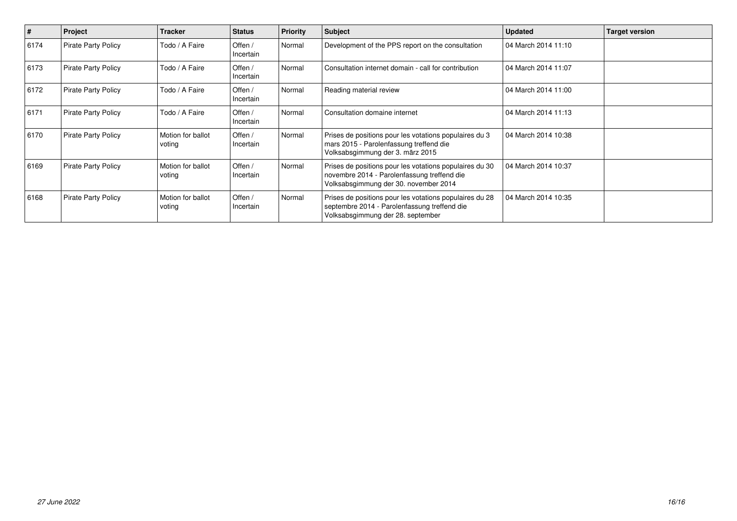| # | Project | Tracker | Status | Priority | Subject | Updated | Target version |
|---|---|---|---|---|---|---|---|
| 6174 | Pirate Party Policy | Todo / A Faire | Offen / Incertain | Normal | Development of the PPS report on the consultation | 04 March 2014 11:10 | |
| 6173 | Pirate Party Policy | Todo / A Faire | Offen / Incertain | Normal | Consultation internet domain - call for contribution | 04 March 2014 11:07 | |
| 6172 | Pirate Party Policy | Todo / A Faire | Offen / Incertain | Normal | Reading material review | 04 March 2014 11:00 | |
| 6171 | Pirate Party Policy | Todo / A Faire | Offen / Incertain | Normal | Consultation domaine internet | 04 March 2014 11:13 | |
| 6170 | Pirate Party Policy | Motion for ballot voting | Offen / Incertain | Normal | Prises de positions pour les votations populaires du 3 mars 2015 - Parolenfassung treffend die Volksabsgimmung der 3. märz 2015 | 04 March 2014 10:38 | |
| 6169 | Pirate Party Policy | Motion for ballot voting | Offen / Incertain | Normal | Prises de positions pour les votations populaires du 30 novembre 2014 - Parolenfassung treffend die Volksabsgimmung der 30. november 2014 | 04 March 2014 10:37 | |
| 6168 | Pirate Party Policy | Motion for ballot voting | Offen / Incertain | Normal | Prises de positions pour les votations populaires du 28 septembre 2014 - Parolenfassung treffend die Volksabsgimmung der 28. september | 04 March 2014 10:35 | |